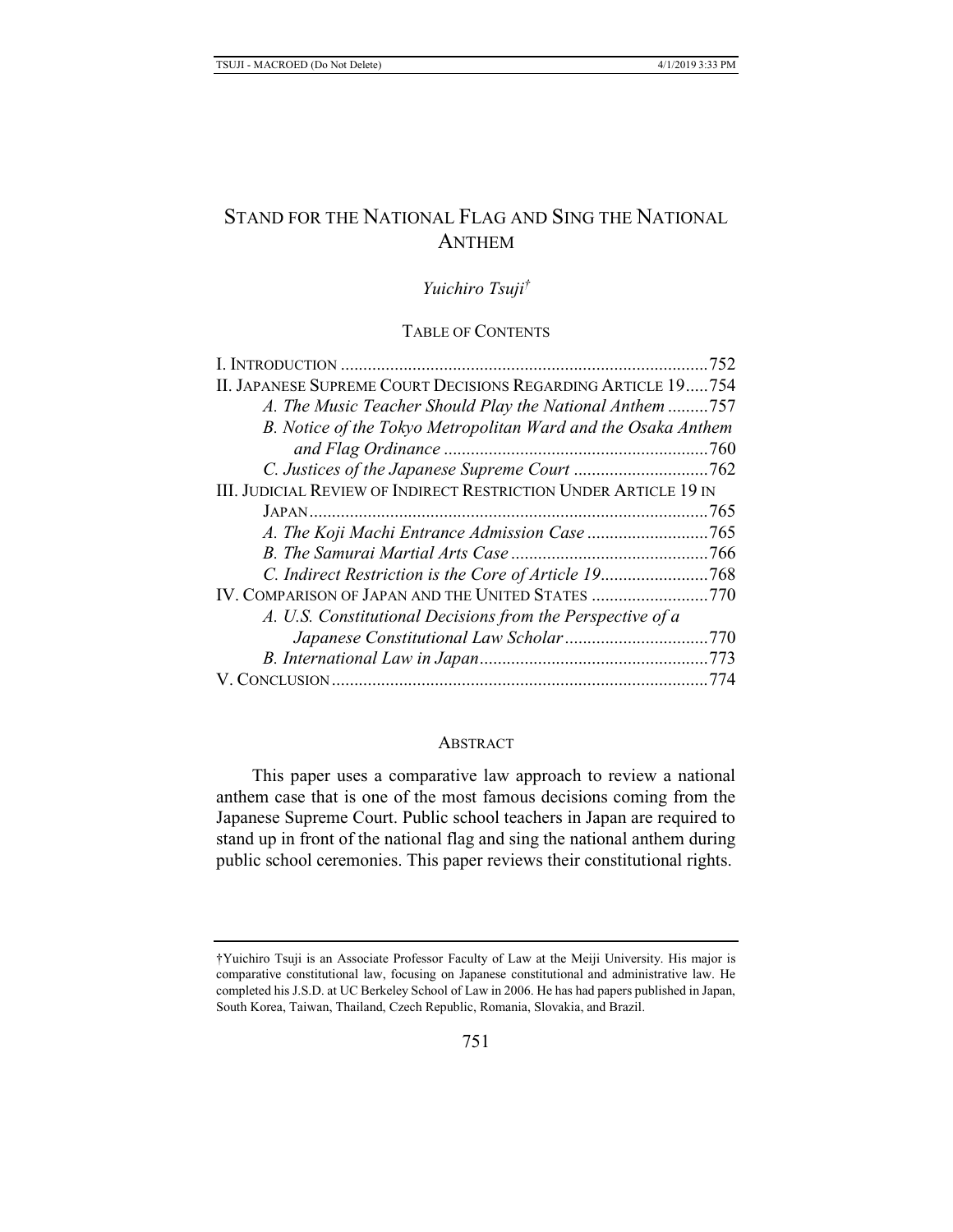# STAND FOR THE NATIONAL FLAG AND SING THE NATIONAL ANTHEM

*Yuichiro Tsuji*†

## TABLE OF CONTENTS

I. INTRODUCTION .......................................................................... 752
II. JAPANESE SUPREME COURT DECISIONS REGARDING ARTICLE 19..... 754
  *A. The Music Teacher Should Play the National Anthem* ......... 757
  *B. Notice of the Tokyo Metropolitan Ward and the Osaka Anthem and Flag Ordinance* ........................................................... 760
  *C. Justices of the Japanese Supreme Court* .............................. 762
III. JUDICIAL REVIEW OF INDIRECT RESTRICTION UNDER ARTICLE 19 IN JAPAN ........................................................................................ 765
  *A. The Koji Machi Entrance Admission Case* ........................... 765
  *B. The Samurai Martial Arts Case* ............................................ 766
  *C. Indirect Restriction is the Core of Article 19* ........................ 768
IV. COMPARISON OF JAPAN AND THE UNITED STATES .......................... 770
  *A. U.S. Constitutional Decisions from the Perspective of a Japanese Constitutional Law Scholar* ................................ 770
  *B. International Law in Japan* ................................................... 773
V. CONCLUSION ................................................................................... 774

## ABSTRACT

This paper uses a comparative law approach to review a national anthem case that is one of the most famous decisions coming from the Japanese Supreme Court. Public school teachers in Japan are required to stand up in front of the national flag and sing the national anthem during public school ceremonies. This paper reviews their constitutional rights.

---

†Yuichiro Tsuji is an Associate Professor Faculty of Law at the Meiji University. His major is comparative constitutional law, focusing on Japanese constitutional and administrative law. He completed his J.S.D. at UC Berkeley School of Law in 2006. He has had papers published in Japan, South Korea, Taiwan, Thailand, Czech Republic, Romania, Slovakia, and Brazil.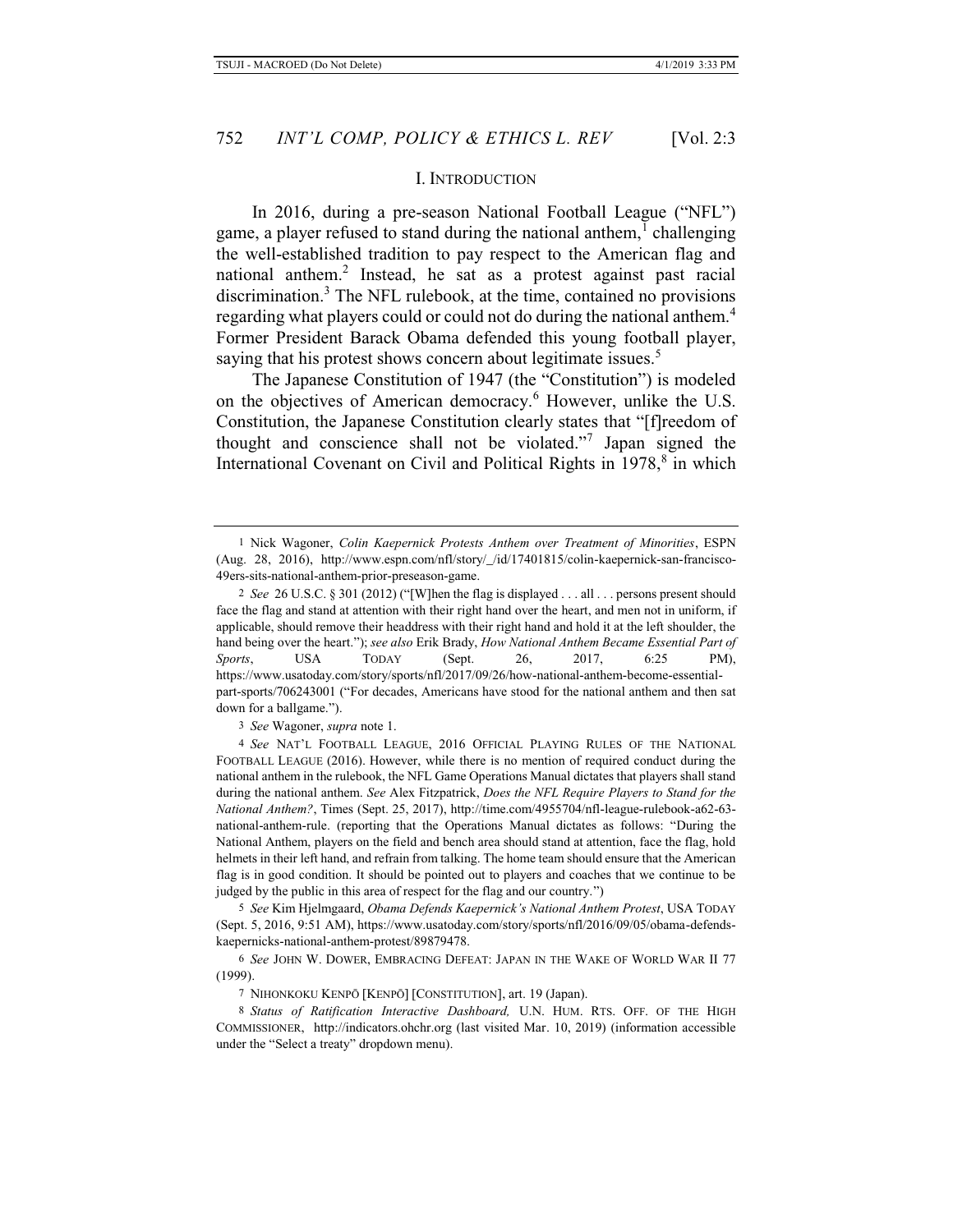## I. INTRODUCTION

In 2016, during a pre-season National Football League ("NFL") game, a player refused to stand during the national anthem,[1] challenging the well-established tradition to pay respect to the American flag and national anthem.[2] Instead, he sat as a protest against past racial discrimination.[3] The NFL rulebook, at the time, contained no provisions regarding what players could or could not do during the national anthem.[4] Former President Barack Obama defended this young football player, saying that his protest shows concern about legitimate issues.[5]

The Japanese Constitution of 1947 (the "Constitution") is modeled on the objectives of American democracy.[6] However, unlike the U.S. Constitution, the Japanese Constitution clearly states that "[f]reedom of thought and conscience shall not be violated."[7] Japan signed the International Covenant on Civil and Political Rights in 1978,[8] in which

---

1 Nick Wagoner, *Colin Kaepernick Protests Anthem over Treatment of Minorities*, ESPN (Aug. 28, 2016), http://www.espn.com/nfl/story/_/id/17401815/colin-kaepernick-san-francisco-49ers-sits-national-anthem-prior-preseason-game.

2 *See* 26 U.S.C. § 301 (2012) ("[W]hen the flag is displayed . . . all . . . persons present should face the flag and stand at attention with their right hand over the heart, and men not in uniform, if applicable, should remove their headdress with their right hand and hold it at the left shoulder, the hand being over the heart."); *see also* Erik Brady, *How National Anthem Became Essential Part of Sports*, USA TODAY (Sept. 26, 2017, 6:25 PM), https://www.usatoday.com/story/sports/nfl/2017/09/26/how-national-anthem-become-essential-part-sports/706243001 ("For decades, Americans have stood for the national anthem and then sat down for a ballgame.").

3 *See* Wagoner, *supra* note 1.

4 *See* NAT'L FOOTBALL LEAGUE, 2016 OFFICIAL PLAYING RULES OF THE NATIONAL FOOTBALL LEAGUE (2016). However, while there is no mention of required conduct during the national anthem in the rulebook, the NFL Game Operations Manual dictates that players shall stand during the national anthem. *See* Alex Fitzpatrick, *Does the NFL Require Players to Stand for the National Anthem?*, Times (Sept. 25, 2017), http://time.com/4955704/nfl-league-rulebook-a62-63-national-anthem-rule. (reporting that the Operations Manual dictates as follows: "During the National Anthem, players on the field and bench area should stand at attention, face the flag, hold helmets in their left hand, and refrain from talking. The home team should ensure that the American flag is in good condition. It should be pointed out to players and coaches that we continue to be judged by the public in this area of respect for the flag and our country.")

5 *See* Kim Hjelmgaard, *Obama Defends Kaepernick's National Anthem Protest*, USA TODAY (Sept. 5, 2016, 9:51 AM), https://www.usatoday.com/story/sports/nfl/2016/09/05/obama-defends-kaepernicks-national-anthem-protest/89879478.

6 *See* JOHN W. DOWER, EMBRACING DEFEAT: JAPAN IN THE WAKE OF WORLD WAR II 77 (1999).

7 NIHONKOKU KENPŌ [KENPŌ] [CONSTITUTION], art. 19 (Japan).

8 *Status of Ratification Interactive Dashboard,* U.N. HUM. RTS. OFF. OF THE HIGH COMMISSIONER, http://indicators.ohchr.org (last visited Mar. 10, 2019) (information accessible under the "Select a treaty" dropdown menu).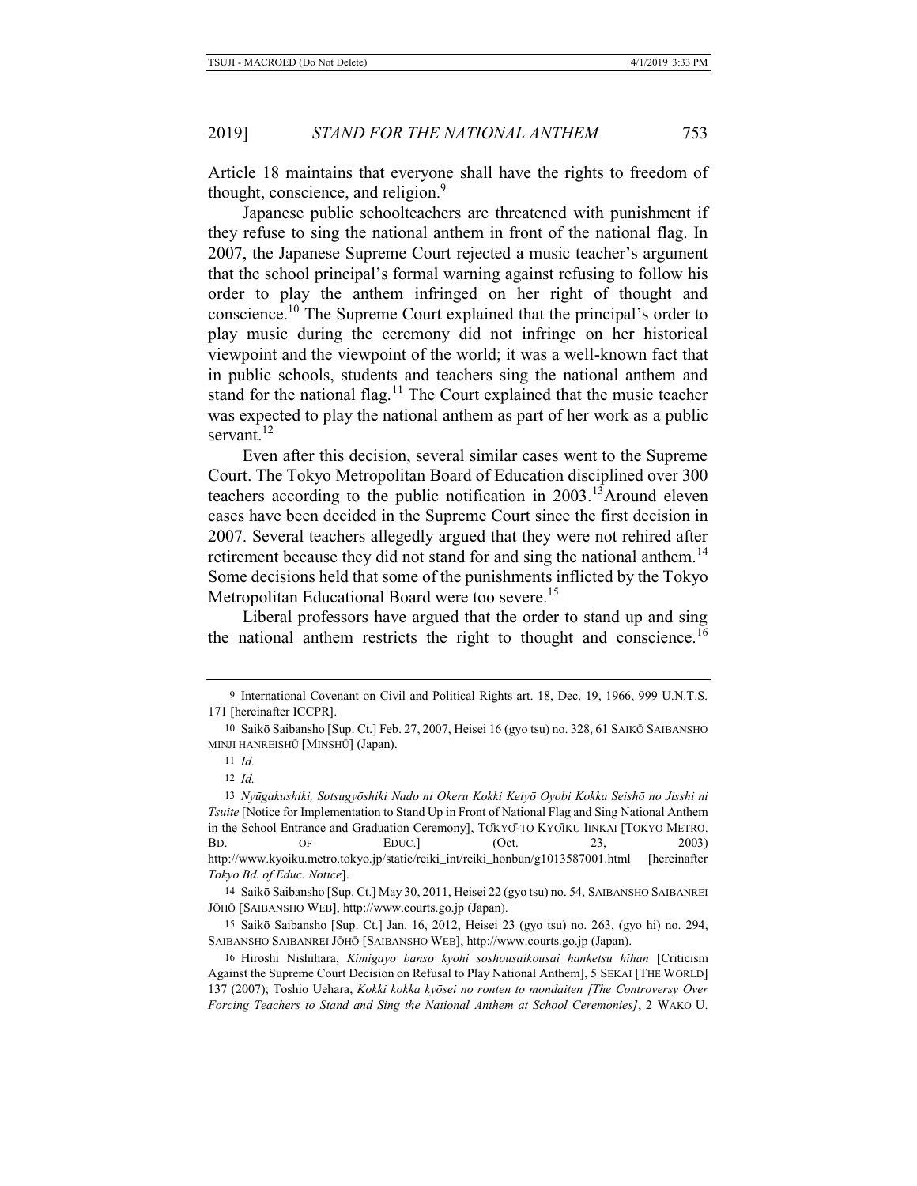Article 18 maintains that everyone shall have the rights to freedom of thought, conscience, and religion.[9]

Japanese public schoolteachers are threatened with punishment if they refuse to sing the national anthem in front of the national flag. In 2007, the Japanese Supreme Court rejected a music teacher's argument that the school principal's formal warning against refusing to follow his order to play the anthem infringed on her right of thought and conscience.[10] The Supreme Court explained that the principal's order to play music during the ceremony did not infringe on her historical viewpoint and the viewpoint of the world; it was a well-known fact that in public schools, students and teachers sing the national anthem and stand for the national flag.[11] The Court explained that the music teacher was expected to play the national anthem as part of her work as a public servant.[12]

Even after this decision, several similar cases went to the Supreme Court. The Tokyo Metropolitan Board of Education disciplined over 300 teachers according to the public notification in 2003.[13]Around eleven cases have been decided in the Supreme Court since the first decision in 2007. Several teachers allegedly argued that they were not rehired after retirement because they did not stand for and sing the national anthem.[14] Some decisions held that some of the punishments inflicted by the Tokyo Metropolitan Educational Board were too severe.[15]

Liberal professors have argued that the order to stand up and sing the national anthem restricts the right to thought and conscience.[16]

---

9 International Covenant on Civil and Political Rights art. 18, Dec. 19, 1966, 999 U.N.T.S. 171 [hereinafter ICCPR].

10 Saikō Saibansho [Sup. Ct.] Feb. 27, 2007, Heisei 16 (gyo tsu) no. 328, 61 SAIKŌ SAIBANSHO MINJI HANREISHŪ [MINSHŪ] (Japan).

11 *Id.*

12 *Id.*

13 *Nyūgakushiki, Sotsugyōshiki Nado ni Okeru Kokki Keiyō Oyobi Kokka Seishō no Jisshi ni Tsuite* [Notice for Implementation to Stand Up in Front of National Flag and Sing National Anthem in the School Entrance and Graduation Ceremony], TŌKYŌ-TO KYŌIKU IINKAI [TOKYO METRO. BD. OF EDUC.] (Oct. 23, 2003) http://www.kyoiku.metro.tokyo.jp/static/reiki_int/reiki_honbun/g1013587001.html [hereinafter *Tokyo Bd. of Educ. Notice*].

14 Saikō Saibansho [Sup. Ct.] May 30, 2011, Heisei 22 (gyo tsu) no. 54, SAIBANSHO SAIBANREI JŌHŌ [SAIBANSHO WEB], http://www.courts.go.jp (Japan).

15 Saikō Saibansho [Sup. Ct.] Jan. 16, 2012, Heisei 23 (gyo tsu) no. 263, (gyo hi) no. 294, SAIBANSHO SAIBANREI JŌHŌ [SAIBANSHO WEB], http://www.courts.go.jp (Japan).

16 Hiroshi Nishihara, *Kimigayo banso kyohi soshousaikousai hanketsu hihan* [Criticism Against the Supreme Court Decision on Refusal to Play National Anthem], 5 SEKAI [THE WORLD] 137 (2007); Toshio Uehara, *Kokki kokka kyōsei no ronten to mondaiten [The Controversy Over Forcing Teachers to Stand and Sing the National Anthem at School Ceremonies]*, 2 WAKO U.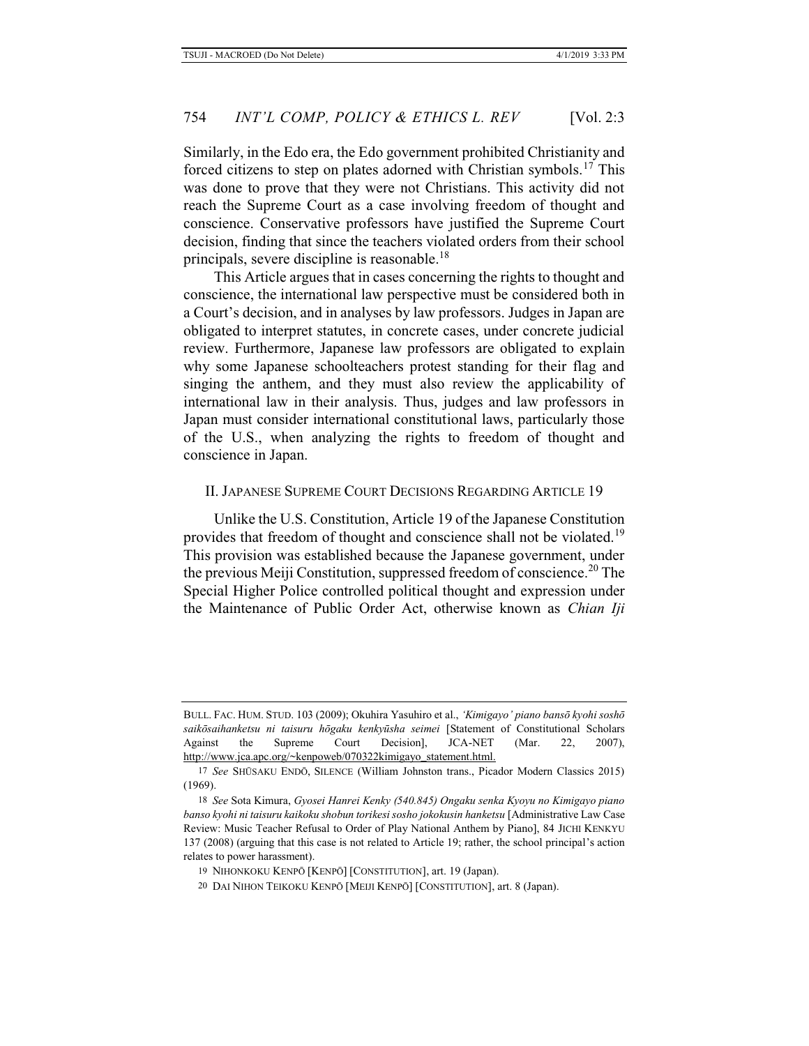Similarly, in the Edo era, the Edo government prohibited Christianity and forced citizens to step on plates adorned with Christian symbols.[17] This was done to prove that they were not Christians. This activity did not reach the Supreme Court as a case involving freedom of thought and conscience. Conservative professors have justified the Supreme Court decision, finding that since the teachers violated orders from their school principals, severe discipline is reasonable.[18]

This Article argues that in cases concerning the rights to thought and conscience, the international law perspective must be considered both in a Court's decision, and in analyses by law professors. Judges in Japan are obligated to interpret statutes, in concrete cases, under concrete judicial review. Furthermore, Japanese law professors are obligated to explain why some Japanese schoolteachers protest standing for their flag and singing the anthem, and they must also review the applicability of international law in their analysis. Thus, judges and law professors in Japan must consider international constitutional laws, particularly those of the U.S., when analyzing the rights to freedom of thought and conscience in Japan.

## II. Japanese Supreme Court Decisions Regarding Article 19

Unlike the U.S. Constitution, Article 19 of the Japanese Constitution provides that freedom of thought and conscience shall not be violated.[19] This provision was established because the Japanese government, under the previous Meiji Constitution, suppressed freedom of conscience.[20] The Special Higher Police controlled political thought and expression under the Maintenance of Public Order Act, otherwise known as *Chian Iji*

---

BULL. FAC. HUM. STUD. 103 (2009); Okuhira Yasuhiro et al., *'Kimigayo' piano bansō kyohi soshō saikōsaihanketsu ni taisuru hōgaku kenkyūsha seimei* [Statement of Constitutional Scholars Against the Supreme Court Decision], JCA-NET (Mar. 22, 2007), http://www.jca.apc.org/~kenpoweb/070322kimigayo_statement.html.

17 *See* SHŪSAKU ENDŌ, SILENCE (William Johnston trans., Picador Modern Classics 2015) (1969).

18 *See* Sota Kimura, *Gyosei Hanrei Kenky (540.845) Ongaku senka Kyoyu no Kimigayo piano banso kyohi ni taisuru kaikoku shobun torikesi sosho jokokusin hanketsu* [Administrative Law Case Review: Music Teacher Refusal to Order of Play National Anthem by Piano], 84 JICHI KENKYU 137 (2008) (arguing that this case is not related to Article 19; rather, the school principal's action relates to power harassment).

19 NIHONKOKU KENPŌ [KENPŌ] [CONSTITUTION], art. 19 (Japan).

20 DAI NIHON TEIKOKU KENPŌ [MEIJI KENPŌ] [CONSTITUTION], art. 8 (Japan).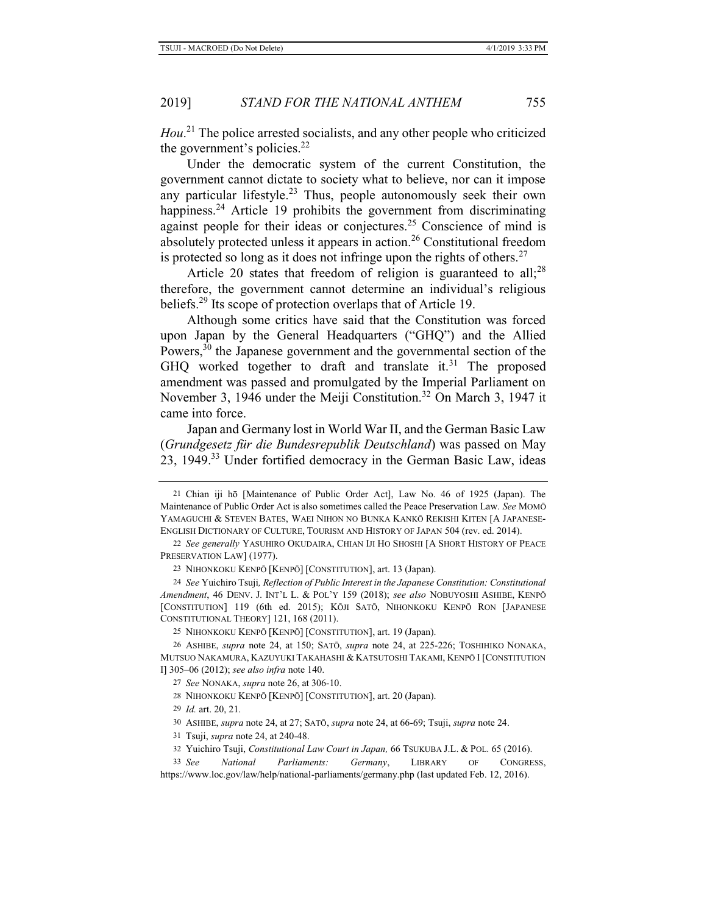*Hou*.[21] The police arrested socialists, and any other people who criticized the government's policies.[22]

Under the democratic system of the current Constitution, the government cannot dictate to society what to believe, nor can it impose any particular lifestyle.[23] Thus, people autonomously seek their own happiness.[24] Article 19 prohibits the government from discriminating against people for their ideas or conjectures.[25] Conscience of mind is absolutely protected unless it appears in action.[26] Constitutional freedom is protected so long as it does not infringe upon the rights of others.[27]

Article 20 states that freedom of religion is guaranteed to all;[28] therefore, the government cannot determine an individual's religious beliefs.[29] Its scope of protection overlaps that of Article 19.

Although some critics have said that the Constitution was forced upon Japan by the General Headquarters ("GHQ") and the Allied Powers,[30] the Japanese government and the governmental section of the GHQ worked together to draft and translate it.[31] The proposed amendment was passed and promulgated by the Imperial Parliament on November 3, 1946 under the Meiji Constitution.[32] On March 3, 1947 it came into force.

Japan and Germany lost in World War II, and the German Basic Law (*Grundgesetz für die Bundesrepublik Deutschland*) was passed on May 23, 1949.[33] Under fortified democracy in the German Basic Law, ideas

---

21 Chian iji hō [Maintenance of Public Order Act], Law No. 46 of 1925 (Japan). The Maintenance of Public Order Act is also sometimes called the Peace Preservation Law. *See* MOMŌ YAMAGUCHI & STEVEN BATES, WAEI NIHON NO BUNKA KANKŌ REKISHI KITEN [A JAPANESE-ENGLISH DICTIONARY OF CULTURE, TOURISM AND HISTORY OF JAPAN 504 (rev. ed. 2014).

22 *See generally* YASUHIRO OKUDAIRA, CHIAN IJI HO SHOSHI [A SHORT HISTORY OF PEACE PRESERVATION LAW] (1977).

23 NIHONKOKU KENPŌ [KENPŌ] [CONSTITUTION], art. 13 (Japan).

24 *See* Yuichiro Tsuji, *Reflection of Public Interest in the Japanese Constitution: Constitutional Amendment*, 46 DENV. J. INT'L L. & POL'Y 159 (2018); *see also* NOBUYOSHI ASHIBE, KENPŌ [CONSTITUTION] 119 (6th ed. 2015); KŌJI SATŌ, NIHONKOKU KENPŌ RON [JAPANESE CONSTITUTIONAL THEORY] 121, 168 (2011).

25 NIHONKOKU KENPŌ [KENPŌ] [CONSTITUTION], art. 19 (Japan).

26 ASHIBE, *supra* note 24, at 150; SATŌ, *supra* note 24, at 225-226; TOSHIHIKO NONAKA, MUTSUO NAKAMURA, KAZUYUKI TAKAHASHI & KATSUTOSHI TAKAMI, KENPŌ I [CONSTITUTION I] 305–06 (2012); *see also infra* note 140.

27 *See* NONAKA, *supra* note 26, at 306-10.

28 NIHONKOKU KENPŌ [KENPŌ] [CONSTITUTION], art. 20 (Japan).

29 *Id.* art. 20, 21.

30 ASHIBE, *supra* note 24, at 27; SATŌ, *supra* note 24, at 66-69; Tsuji, *supra* note 24.

31 Tsuji, *supra* note 24, at 240-48.

32 Yuichiro Tsuji, *Constitutional Law Court in Japan,* 66 TSUKUBA J.L. & POL. 65 (2016).

33 *See National Parliaments: Germany*, LIBRARY OF CONGRESS, https://www.loc.gov/law/help/national-parliaments/germany.php (last updated Feb. 12, 2016).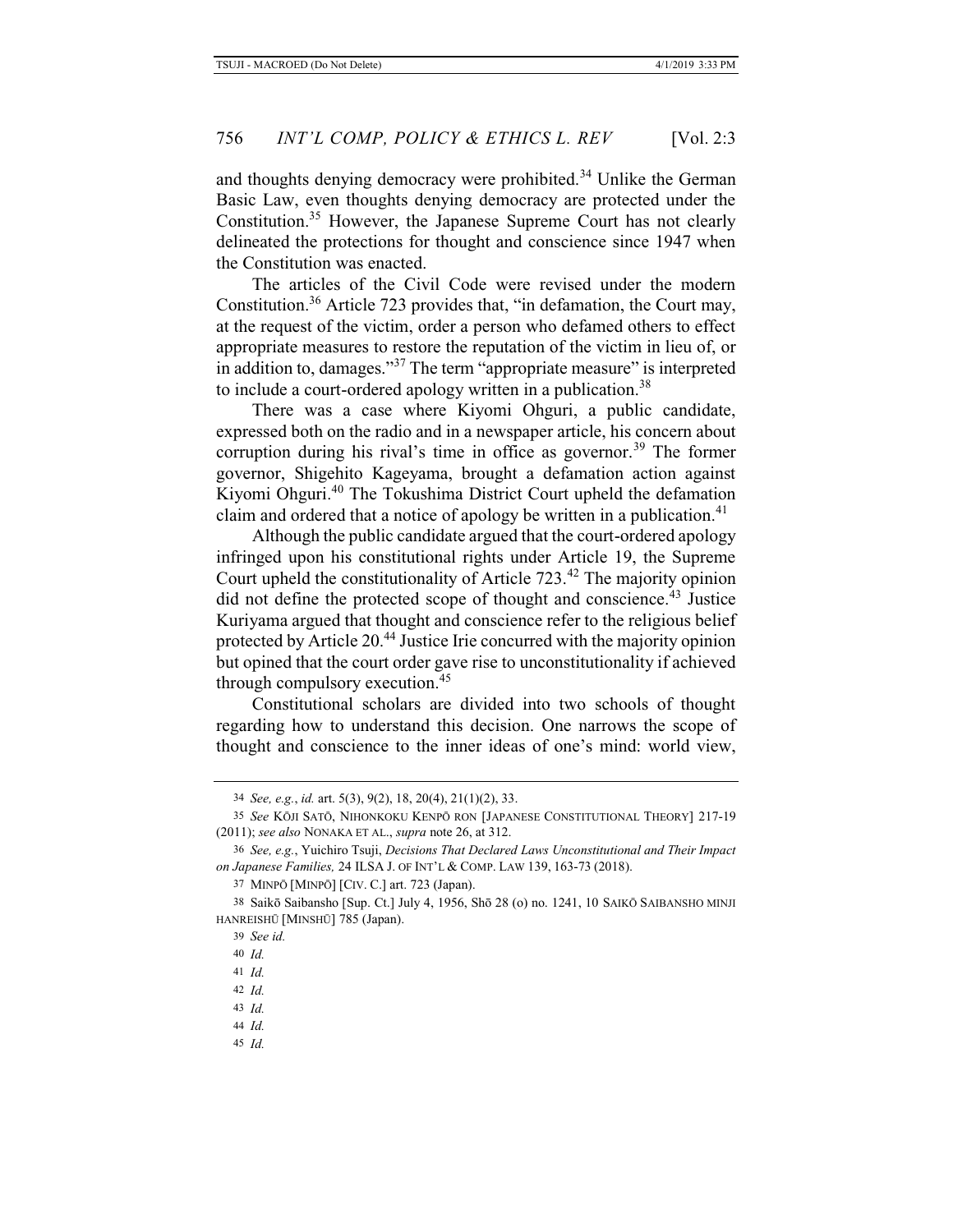and thoughts denying democracy were prohibited.[34] Unlike the German Basic Law, even thoughts denying democracy are protected under the Constitution.[35] However, the Japanese Supreme Court has not clearly delineated the protections for thought and conscience since 1947 when the Constitution was enacted.

The articles of the Civil Code were revised under the modern Constitution.[36] Article 723 provides that, "in defamation, the Court may, at the request of the victim, order a person who defamed others to effect appropriate measures to restore the reputation of the victim in lieu of, or in addition to, damages."[37] The term "appropriate measure" is interpreted to include a court-ordered apology written in a publication.[38]

There was a case where Kiyomi Ohguri, a public candidate, expressed both on the radio and in a newspaper article, his concern about corruption during his rival's time in office as governor.[39] The former governor, Shigehito Kageyama, brought a defamation action against Kiyomi Ohguri.[40] The Tokushima District Court upheld the defamation claim and ordered that a notice of apology be written in a publication.[41]

Although the public candidate argued that the court-ordered apology infringed upon his constitutional rights under Article 19, the Supreme Court upheld the constitutionality of Article 723.[42] The majority opinion did not define the protected scope of thought and conscience.[43] Justice Kuriyama argued that thought and conscience refer to the religious belief protected by Article 20.[44] Justice Irie concurred with the majority opinion but opined that the court order gave rise to unconstitutionality if achieved through compulsory execution.[45]

Constitutional scholars are divided into two schools of thought regarding how to understand this decision. One narrows the scope of thought and conscience to the inner ideas of one's mind: world view,

---

34 *See, e.g.*, *id.* art. 5(3), 9(2), 18, 20(4), 21(1)(2), 33.

35 *See* KŌJI SATŌ, NIHONKOKU KENPŌ RON [JAPANESE CONSTITUTIONAL THEORY] 217-19 (2011); *see also* NONAKA ET AL., *supra* note 26, at 312.

36 *See, e.g.*, Yuichiro Tsuji, *Decisions That Declared Laws Unconstitutional and Their Impact on Japanese Families,* 24 ILSA J. OF INT'L & COMP. LAW 139, 163-73 (2018).

37 MINPŌ [MINPŌ] [CIV. C.] art. 723 (Japan).

38 Saikō Saibansho [Sup. Ct.] July 4, 1956, Shō 28 (o) no. 1241, 10 SAIKŌ SAIBANSHO MINJI HANREISHŪ [MINSHŪ] 785 (Japan).

39 *See id.*

40 *Id.*

41 *Id.*

42 *Id.*

43 *Id.*

44 *Id.*

45 *Id.*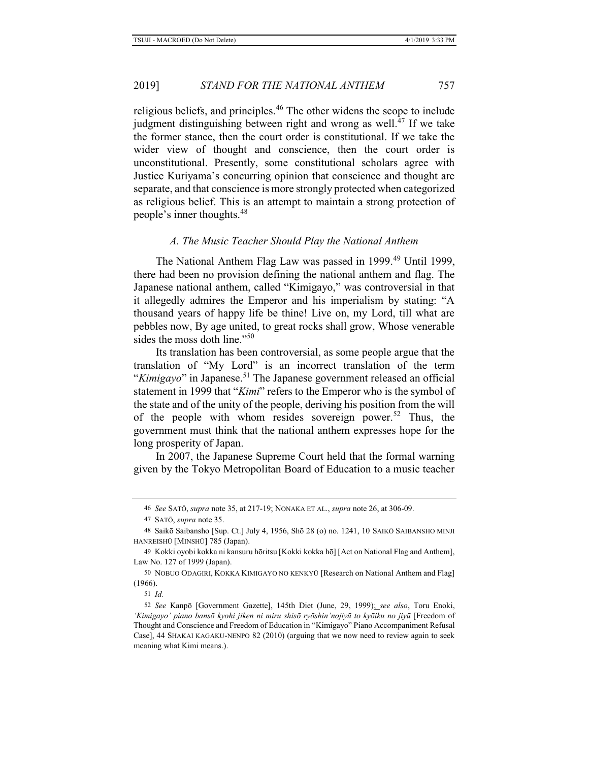religious beliefs, and principles.[46] The other widens the scope to include judgment distinguishing between right and wrong as well.[47] If we take the former stance, then the court order is constitutional. If we take the wider view of thought and conscience, then the court order is unconstitutional. Presently, some constitutional scholars agree with Justice Kuriyama's concurring opinion that conscience and thought are separate, and that conscience is more strongly protected when categorized as religious belief. This is an attempt to maintain a strong protection of people's inner thoughts.[48]

### *A. The Music Teacher Should Play the National Anthem*

The National Anthem Flag Law was passed in 1999.[49] Until 1999, there had been no provision defining the national anthem and flag. The Japanese national anthem, called "Kimigayo," was controversial in that it allegedly admires the Emperor and his imperialism by stating: "A thousand years of happy life be thine! Live on, my Lord, till what are pebbles now, By age united, to great rocks shall grow, Whose venerable sides the moss doth line."[50]

Its translation has been controversial, as some people argue that the translation of "My Lord" is an incorrect translation of the term "*Kimigayo*" in Japanese.[51] The Japanese government released an official statement in 1999 that "*Kimi*" refers to the Emperor who is the symbol of the state and of the unity of the people, deriving his position from the will of the people with whom resides sovereign power.[52] Thus, the government must think that the national anthem expresses hope for the long prosperity of Japan.

In 2007, the Japanese Supreme Court held that the formal warning given by the Tokyo Metropolitan Board of Education to a music teacher

---

46 *See* SATŌ, *supra* note 35, at 217-19; NONAKA ET AL., *supra* note 26, at 306-09.

47 SATŌ, *supra* note 35.

48 Saikō Saibansho [Sup. Ct.] July 4, 1956, Shō 28 (o) no. 1241, 10 SAIKŌ SAIBANSHO MINJI HANREISHŪ [MINSHŪ] 785 (Japan).

49 Kokki oyobi kokka ni kansuru hōritsu [Kokki kokka hō] [Act on National Flag and Anthem], Law No. 127 of 1999 (Japan).

50 NOBUO ODAGIRI, KOKKA KIMIGAYO NO KENKYŪ [Research on National Anthem and Flag] (1966).

51 *Id.*

52 *See* Kanpō [Government Gazette], 145th Diet (June, 29, 1999); *see also*, Toru Enoki, *'Kimigayo' piano bansō kyohi jiken ni miru shisō ryōshin'nojiyū to kyōiku no jiyū* [Freedom of Thought and Conscience and Freedom of Education in "Kimigayo" Piano Accompaniment Refusal Case], 44 SHAKAI KAGAKU-NENPO 82 (2010) (arguing that we now need to review again to seek meaning what Kimi means.).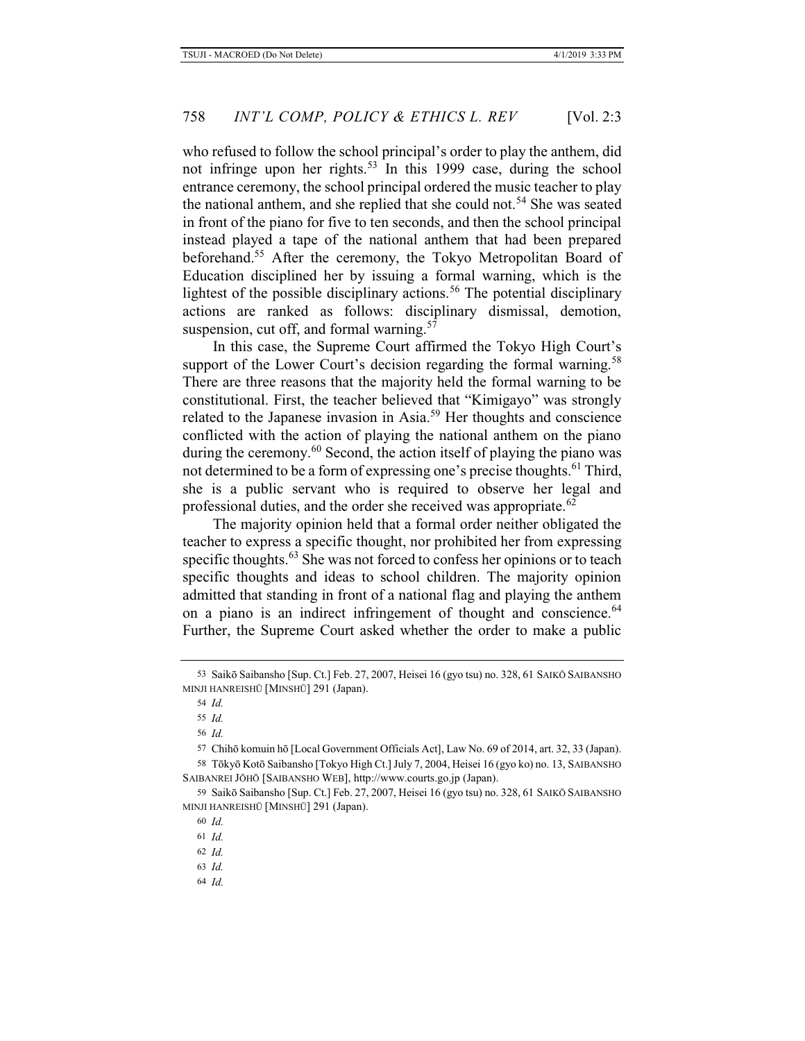who refused to follow the school principal's order to play the anthem, did not infringe upon her rights.[53] In this 1999 case, during the school entrance ceremony, the school principal ordered the music teacher to play the national anthem, and she replied that she could not.[54] She was seated in front of the piano for five to ten seconds, and then the school principal instead played a tape of the national anthem that had been prepared beforehand.[55] After the ceremony, the Tokyo Metropolitan Board of Education disciplined her by issuing a formal warning, which is the lightest of the possible disciplinary actions.[56] The potential disciplinary actions are ranked as follows: disciplinary dismissal, demotion, suspension, cut off, and formal warning.[57]

In this case, the Supreme Court affirmed the Tokyo High Court's support of the Lower Court's decision regarding the formal warning.[58] There are three reasons that the majority held the formal warning to be constitutional. First, the teacher believed that "Kimigayo" was strongly related to the Japanese invasion in Asia.[59] Her thoughts and conscience conflicted with the action of playing the national anthem on the piano during the ceremony.[60] Second, the action itself of playing the piano was not determined to be a form of expressing one's precise thoughts.[61] Third, she is a public servant who is required to observe her legal and professional duties, and the order she received was appropriate.[62]

The majority opinion held that a formal order neither obligated the teacher to express a specific thought, nor prohibited her from expressing specific thoughts.[63] She was not forced to confess her opinions or to teach specific thoughts and ideas to school children. The majority opinion admitted that standing in front of a national flag and playing the anthem on a piano is an indirect infringement of thought and conscience.[64] Further, the Supreme Court asked whether the order to make a public

---

53 Saikō Saibansho [Sup. Ct.] Feb. 27, 2007, Heisei 16 (gyo tsu) no. 328, 61 SAIKŌ SAIBANSHO MINJI HANREISHŪ [MINSHŪ] 291 (Japan).

54 *Id.*

55 *Id.*

56 *Id.*

57 Chihō komuin hō [Local Government Officials Act], Law No. 69 of 2014, art. 32, 33 (Japan).

58 Tōkyō Kotō Saibansho [Tokyo High Ct.] July 7, 2004, Heisei 16 (gyo ko) no. 13, SAIBANSHO SAIBANREI JŌHŌ [SAIBANSHO WEB], http://www.courts.go.jp (Japan).

59 Saikō Saibansho [Sup. Ct.] Feb. 27, 2007, Heisei 16 (gyo tsu) no. 328, 61 SAIKŌ SAIBANSHO MINJI HANREISHŪ [MINSHŪ] 291 (Japan).

60 *Id.*

61 *Id.*

62 *Id.*

63 *Id.*

64 *Id.*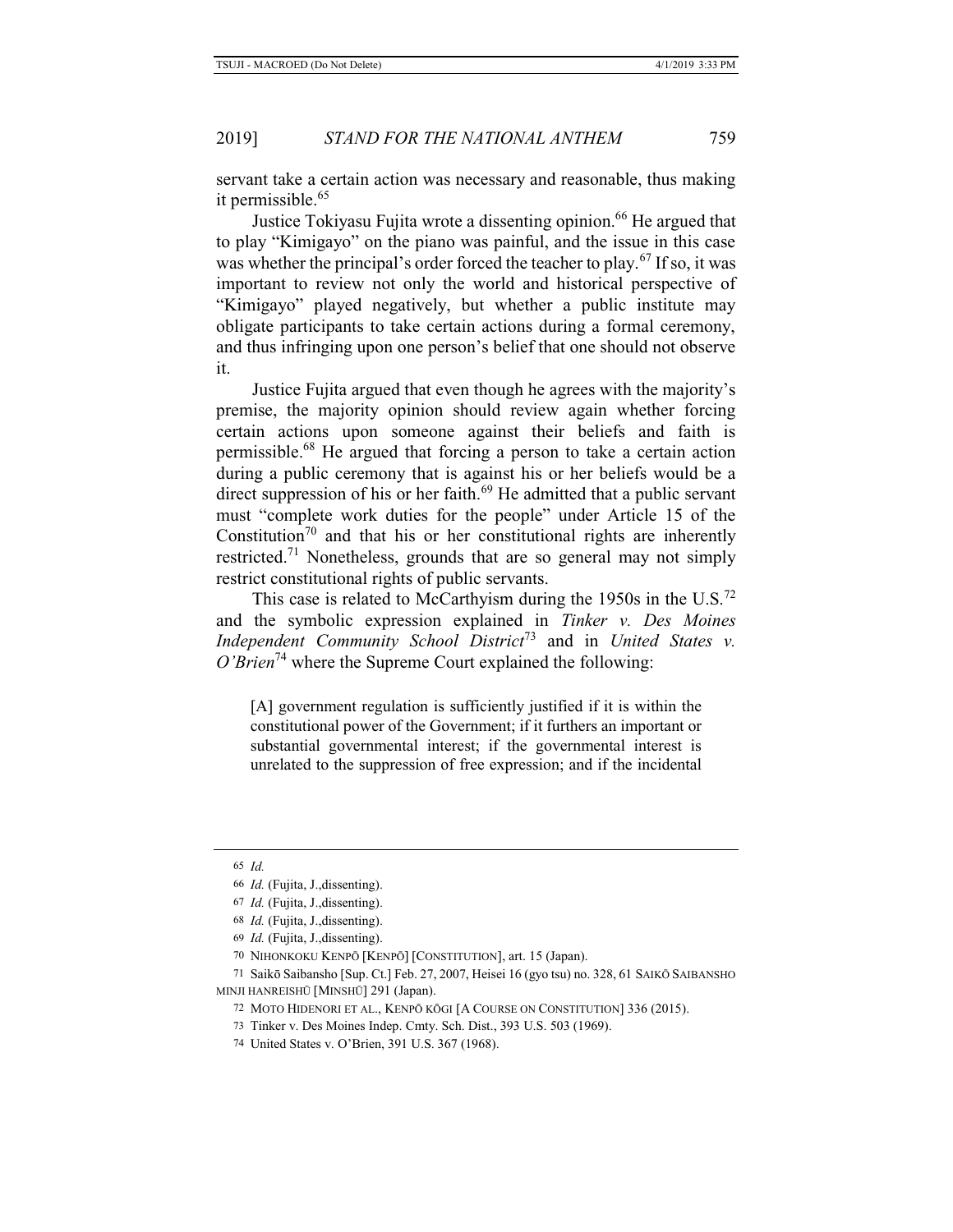servant take a certain action was necessary and reasonable, thus making it permissible.[65]

Justice Tokiyasu Fujita wrote a dissenting opinion.[66] He argued that to play "Kimigayo" on the piano was painful, and the issue in this case was whether the principal's order forced the teacher to play.[67] If so, it was important to review not only the world and historical perspective of "Kimigayo" played negatively, but whether a public institute may obligate participants to take certain actions during a formal ceremony, and thus infringing upon one person's belief that one should not observe it.

Justice Fujita argued that even though he agrees with the majority's premise, the majority opinion should review again whether forcing certain actions upon someone against their beliefs and faith is permissible.[68] He argued that forcing a person to take a certain action during a public ceremony that is against his or her beliefs would be a direct suppression of his or her faith.[69] He admitted that a public servant must "complete work duties for the people" under Article 15 of the Constitution[70] and that his or her constitutional rights are inherently restricted.[71] Nonetheless, grounds that are so general may not simply restrict constitutional rights of public servants.

This case is related to McCarthyism during the 1950s in the U.S.[72] and the symbolic expression explained in *Tinker v. Des Moines Independent Community School District*[73] and in *United States v. O'Brien*[74] where the Supreme Court explained the following:

> [A] government regulation is sufficiently justified if it is within the constitutional power of the Government; if it furthers an important or substantial governmental interest; if the governmental interest is unrelated to the suppression of free expression; and if the incidental

---

65 *Id.*

66 *Id.* (Fujita, J.,dissenting).

67 *Id.* (Fujita, J.,dissenting).

68 *Id.* (Fujita, J.,dissenting).

69 *Id.* (Fujita, J.,dissenting).

70 NIHONKOKU KENPŌ [KENPŌ] [CONSTITUTION], art. 15 (Japan).

71 Saikō Saibansho [Sup. Ct.] Feb. 27, 2007, Heisei 16 (gyo tsu) no. 328, 61 SAIKŌ SAIBANSHO MINJI HANREISHŪ [MINSHŪ] 291 (Japan).

72 MOTO HIDENORI ET AL., KENPŌ KŌGI [A COURSE ON CONSTITUTION] 336 (2015).

73 Tinker v. Des Moines Indep. Cmty. Sch. Dist., 393 U.S. 503 (1969).

74 United States v. O'Brien, 391 U.S. 367 (1968).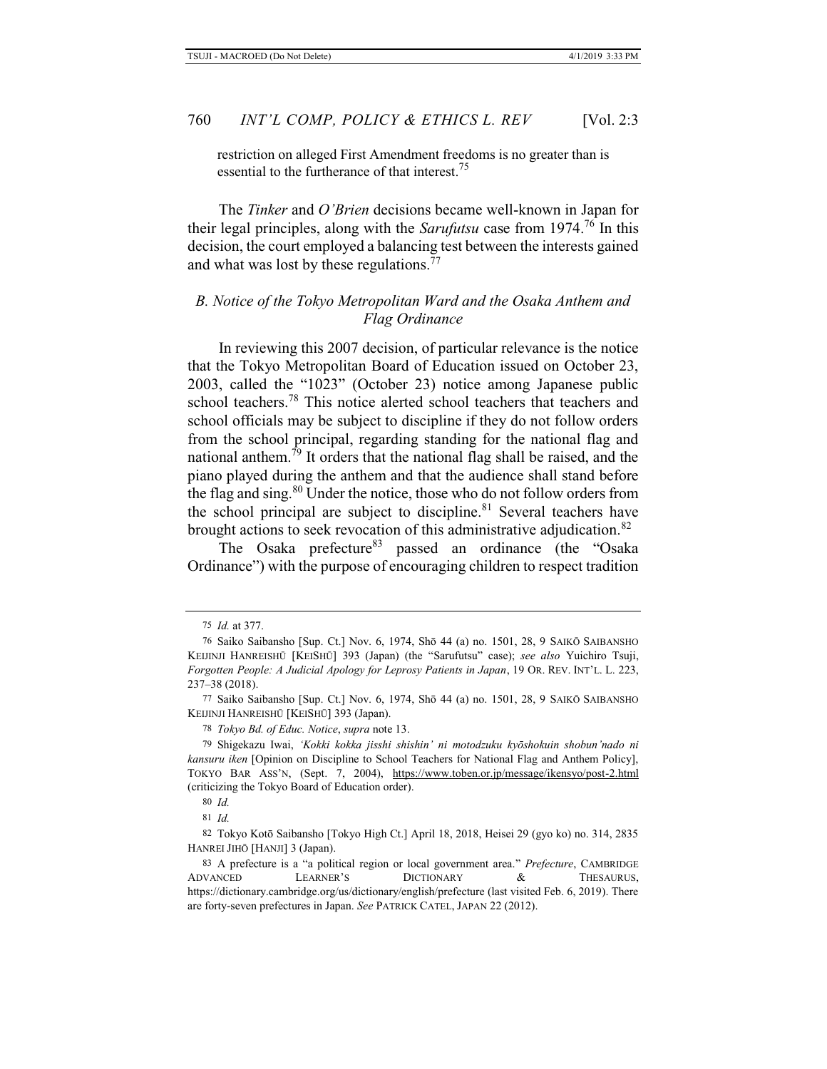restriction on alleged First Amendment freedoms is no greater than is essential to the furtherance of that interest.[75]

The *Tinker* and *O'Brien* decisions became well-known in Japan for their legal principles, along with the *Sarufutsu* case from 1974.[76] In this decision, the court employed a balancing test between the interests gained and what was lost by these regulations.[77]

### *B. Notice of the Tokyo Metropolitan Ward and the Osaka Anthem and Flag Ordinance*

In reviewing this 2007 decision, of particular relevance is the notice that the Tokyo Metropolitan Board of Education issued on October 23, 2003, called the "1023" (October 23) notice among Japanese public school teachers.[78] This notice alerted school teachers that teachers and school officials may be subject to discipline if they do not follow orders from the school principal, regarding standing for the national flag and national anthem.[79] It orders that the national flag shall be raised, and the piano played during the anthem and that the audience shall stand before the flag and sing.[80] Under the notice, those who do not follow orders from the school principal are subject to discipline.[81] Several teachers have brought actions to seek revocation of this administrative adjudication.[82]

The Osaka prefecture[83] passed an ordinance (the "Osaka Ordinance") with the purpose of encouraging children to respect tradition

---

75 *Id.* at 377.

76 Saiko Saibansho [Sup. Ct.] Nov. 6, 1974, Shō 44 (a) no. 1501, 28, 9 SAIKŌ SAIBANSHO KEIJINJI HANREISHŪ [KEISHŪ] 393 (Japan) (the "Sarufutsu" case); *see also* Yuichiro Tsuji, *Forgotten People: A Judicial Apology for Leprosy Patients in Japan*, 19 OR. REV. INT'L. L. 223, 237–38 (2018).

77 Saiko Saibansho [Sup. Ct.] Nov. 6, 1974, Shō 44 (a) no. 1501, 28, 9 SAIKŌ SAIBANSHO KEIJINJI HANREISHŪ [KEISHŪ] 393 (Japan).

78 *Tokyo Bd. of Educ. Notice*, *supra* note 13.

79 Shigekazu Iwai, *'Kokki kokka jisshi shishin' ni motodzuku kyōshokuin shobun'nado ni kansuru iken* [Opinion on Discipline to School Teachers for National Flag and Anthem Policy], TOKYO BAR ASS'N, (Sept. 7, 2004), https://www.toben.or.jp/message/ikensyo/post-2.html (criticizing the Tokyo Board of Education order).

80 *Id.*

81 *Id.*

82 Tokyo Kotō Saibansho [Tokyo High Ct.] April 18, 2018, Heisei 29 (gyo ko) no. 314, 2835 HANREI JIHŌ [HANJI] 3 (Japan).

83 A prefecture is a "a political region or local government area." *Prefecture*, CAMBRIDGE ADVANCED LEARNER'S DICTIONARY & THESAURUS, https://dictionary.cambridge.org/us/dictionary/english/prefecture (last visited Feb. 6, 2019). There are forty-seven prefectures in Japan. *See* PATRICK CATEL, JAPAN 22 (2012).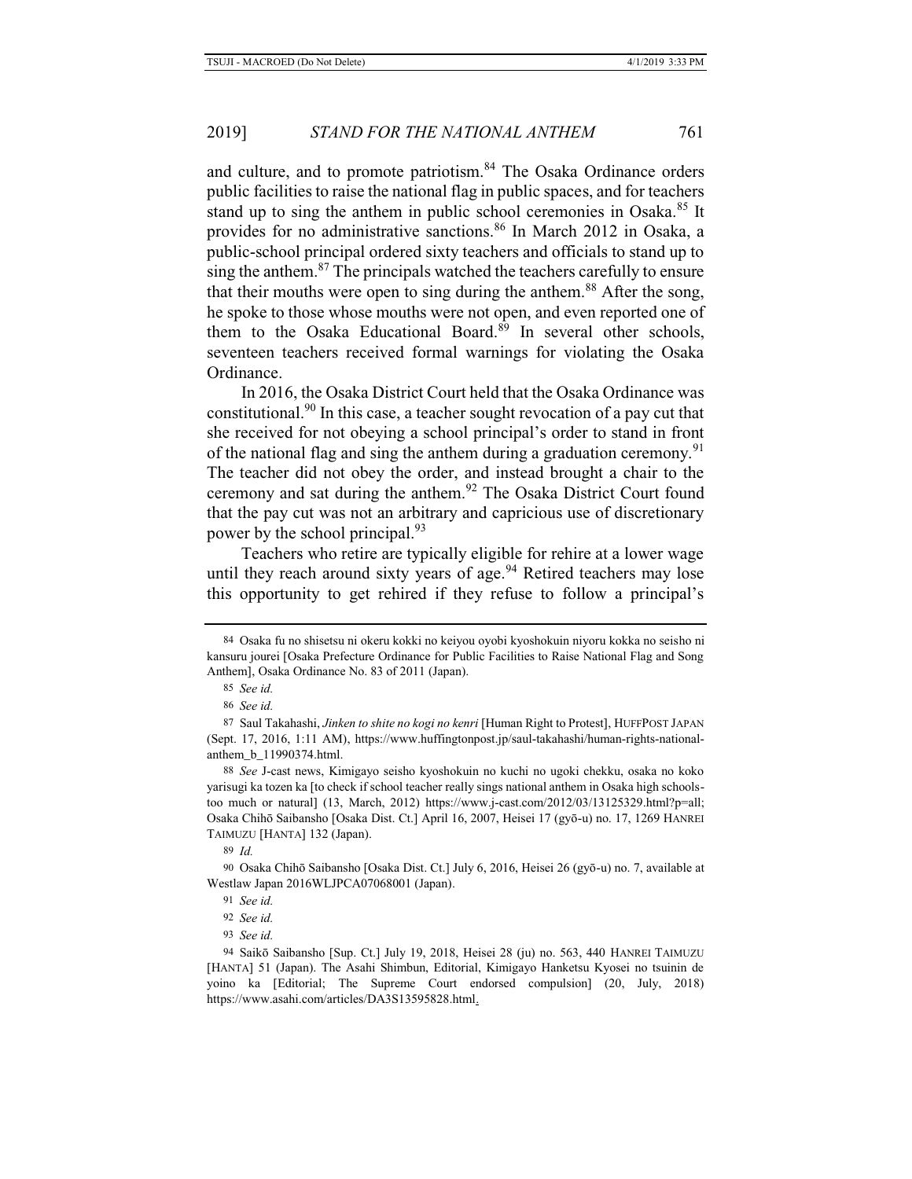and culture, and to promote patriotism.[84] The Osaka Ordinance orders public facilities to raise the national flag in public spaces, and for teachers stand up to sing the anthem in public school ceremonies in Osaka.[85] It provides for no administrative sanctions.[86] In March 2012 in Osaka, a public-school principal ordered sixty teachers and officials to stand up to sing the anthem.[87] The principals watched the teachers carefully to ensure that their mouths were open to sing during the anthem.[88] After the song, he spoke to those whose mouths were not open, and even reported one of them to the Osaka Educational Board.[89] In several other schools, seventeen teachers received formal warnings for violating the Osaka Ordinance.

In 2016, the Osaka District Court held that the Osaka Ordinance was constitutional.[90] In this case, a teacher sought revocation of a pay cut that she received for not obeying a school principal's order to stand in front of the national flag and sing the anthem during a graduation ceremony.[91] The teacher did not obey the order, and instead brought a chair to the ceremony and sat during the anthem.[92] The Osaka District Court found that the pay cut was not an arbitrary and capricious use of discretionary power by the school principal.[93]

Teachers who retire are typically eligible for rehire at a lower wage until they reach around sixty years of age.[94] Retired teachers may lose this opportunity to get rehired if they refuse to follow a principal's

---

84 Osaka fu no shisetsu ni okeru kokki no keiyou oyobi kyoshokuin niyoru kokka no seisho ni kansuru jourei [Osaka Prefecture Ordinance for Public Facilities to Raise National Flag and Song Anthem], Osaka Ordinance No. 83 of 2011 (Japan).

85 *See id.*

86 *See id.*

87 Saul Takahashi, *Jinken to shite no kogi no kenri* [Human Right to Protest], HUFFPOST JAPAN (Sept. 17, 2016, 1:11 AM), https://www.huffingtonpost.jp/saul-takahashi/human-rights-national-anthem_b_11990374.html.

88 *See* J-cast news, Kimigayo seisho kyoshokuin no kuchi no ugoki chekku, osaka no koko yarisugi ka tozen ka [to check if school teacher really sings national anthem in Osaka high schools-too much or natural] (13, March, 2012) https://www.j-cast.com/2012/03/13125329.html?p=all; Osaka Chihō Saibansho [Osaka Dist. Ct.] April 16, 2007, Heisei 17 (gyō-u) no. 17, 1269 HANREI TAIMUZU [HANTA] 132 (Japan).

89 *Id.*

90 Osaka Chihō Saibansho [Osaka Dist. Ct.] July 6, 2016, Heisei 26 (gyō-u) no. 7, available at Westlaw Japan 2016WLJPCA07068001 (Japan).

91 *See id.*

92 *See id.*

93 *See id.*

94 Saikō Saibansho [Sup. Ct.] July 19, 2018, Heisei 28 (ju) no. 563, 440 HANREI TAIMUZU [HANTA] 51 (Japan). The Asahi Shimbun, Editorial, Kimigayo Hanketsu Kyosei no tsuinin de yoino ka [Editorial; The Supreme Court endorsed compulsion] (20, July, 2018) https://www.asahi.com/articles/DA3S13595828.html.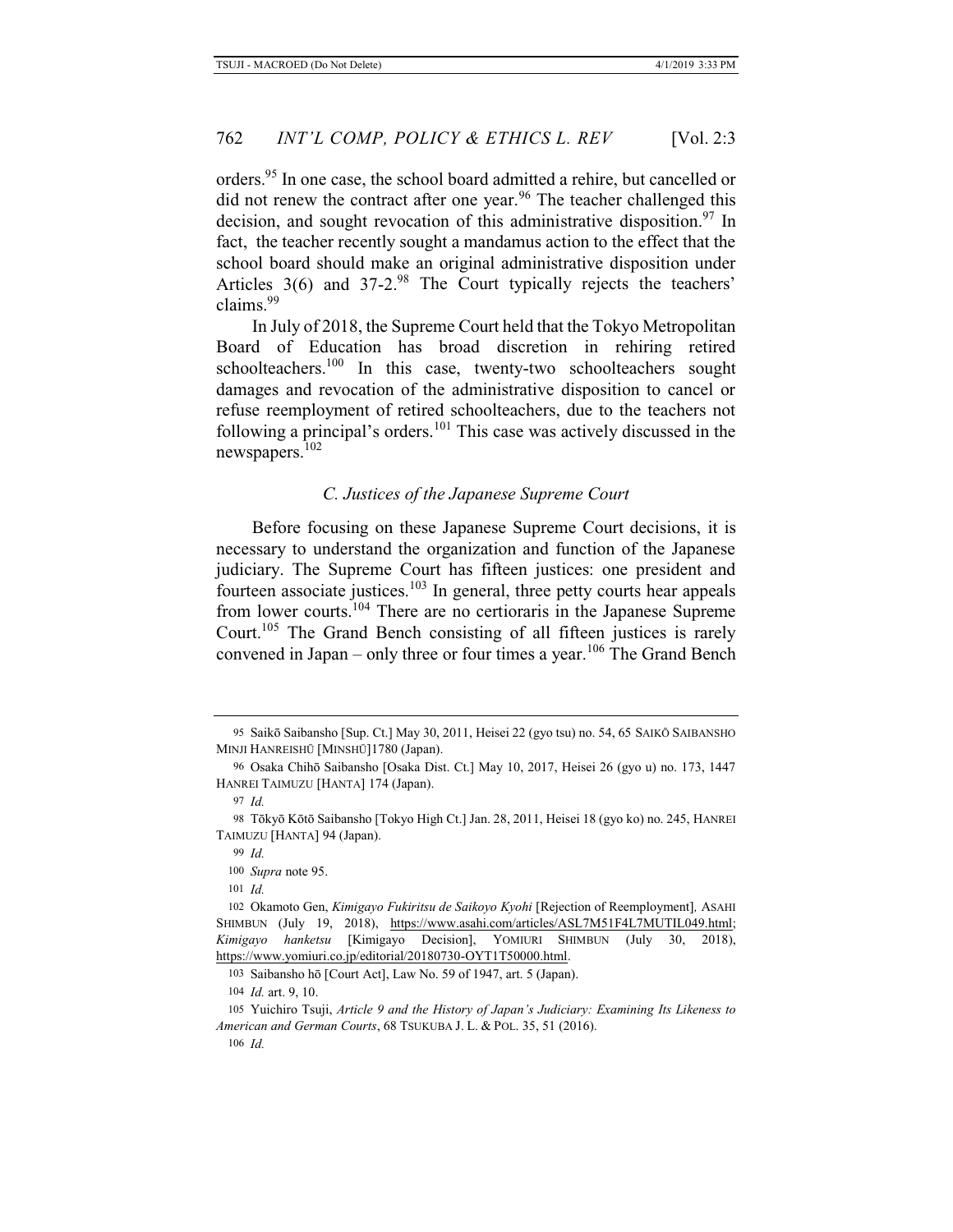orders.[95] In one case, the school board admitted a rehire, but cancelled or did not renew the contract after one year.[96] The teacher challenged this decision, and sought revocation of this administrative disposition.[97] In fact, the teacher recently sought a mandamus action to the effect that the school board should make an original administrative disposition under Articles 3(6) and 37-2.[98] The Court typically rejects the teachers' claims.[99]

In July of 2018, the Supreme Court held that the Tokyo Metropolitan Board of Education has broad discretion in rehiring retired schoolteachers.[100] In this case, twenty-two schoolteachers sought damages and revocation of the administrative disposition to cancel or refuse reemployment of retired schoolteachers, due to the teachers not following a principal's orders.[101] This case was actively discussed in the newspapers.[102]

### *C. Justices of the Japanese Supreme Court*

Before focusing on these Japanese Supreme Court decisions, it is necessary to understand the organization and function of the Japanese judiciary. The Supreme Court has fifteen justices: one president and fourteen associate justices.[103] In general, three petty courts hear appeals from lower courts.[104] There are no certioraris in the Japanese Supreme Court.[105] The Grand Bench consisting of all fifteen justices is rarely convened in Japan – only three or four times a year.[106] The Grand Bench

---

95 Saikō Saibansho [Sup. Ct.] May 30, 2011, Heisei 22 (gyo tsu) no. 54, 65 SAIKŌ SAIBANSHO MINJI HANREISHŪ [MINSHŪ]1780 (Japan).

96 Osaka Chihō Saibansho [Osaka Dist. Ct.] May 10, 2017, Heisei 26 (gyo u) no. 173, 1447 HANREI TAIMUZU [HANTA] 174 (Japan).

97 *Id.*

98 Tōkyō Kōtō Saibansho [Tokyo High Ct.] Jan. 28, 2011, Heisei 18 (gyo ko) no. 245, HANREI TAIMUZU [HANTA] 94 (Japan).

99 *Id.*

100 *Supra* note 95.

101 *Id.*

102 Okamoto Gen, *Kimigayo Fukiritsu de Saikoyo Kyohi* [Rejection of Reemployment], ASAHI SHIMBUN (July 19, 2018), https://www.asahi.com/articles/ASL7M51F4L7MUTIL049.html; *Kimigayo hanketsu* [Kimigayo Decision], YOMIURI SHIMBUN (July 30, 2018), https://www.yomiuri.co.jp/editorial/20180730-OYT1T50000.html.

103 Saibansho hō [Court Act], Law No. 59 of 1947, art. 5 (Japan).

104 *Id.* art. 9, 10.

105 Yuichiro Tsuji, *Article 9 and the History of Japan's Judiciary: Examining Its Likeness to American and German Courts*, 68 TSUKUBA J. L. & POL. 35, 51 (2016).

106 *Id.*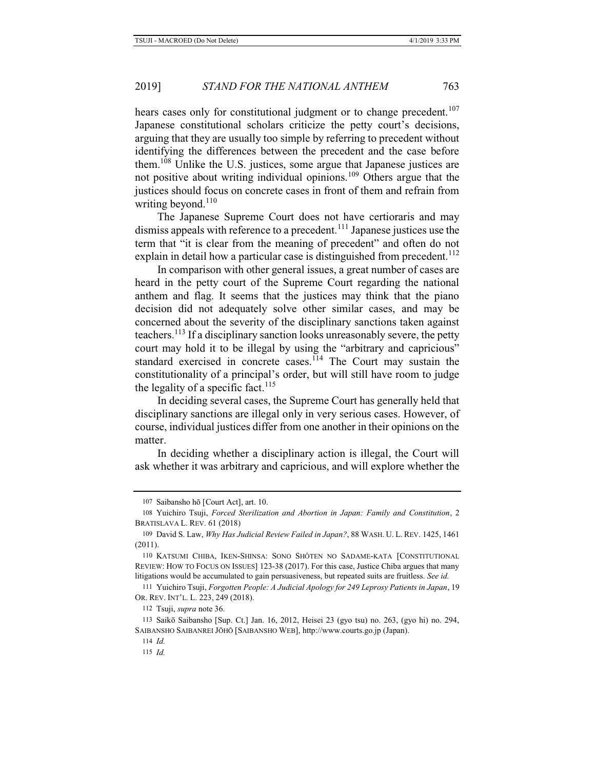hears cases only for constitutional judgment or to change precedent.[107] Japanese constitutional scholars criticize the petty court's decisions, arguing that they are usually too simple by referring to precedent without identifying the differences between the precedent and the case before them.[108] Unlike the U.S. justices, some argue that Japanese justices are not positive about writing individual opinions.[109] Others argue that the justices should focus on concrete cases in front of them and refrain from writing beyond.[110]

The Japanese Supreme Court does not have certioraris and may dismiss appeals with reference to a precedent.[111] Japanese justices use the term that "it is clear from the meaning of precedent" and often do not explain in detail how a particular case is distinguished from precedent.[112]

In comparison with other general issues, a great number of cases are heard in the petty court of the Supreme Court regarding the national anthem and flag. It seems that the justices may think that the piano decision did not adequately solve other similar cases, and may be concerned about the severity of the disciplinary sanctions taken against teachers.[113] If a disciplinary sanction looks unreasonably severe, the petty court may hold it to be illegal by using the "arbitrary and capricious" standard exercised in concrete cases.[114] The Court may sustain the constitutionality of a principal's order, but will still have room to judge the legality of a specific fact.[115]

In deciding several cases, the Supreme Court has generally held that disciplinary sanctions are illegal only in very serious cases. However, of course, individual justices differ from one another in their opinions on the matter.

In deciding whether a disciplinary action is illegal, the Court will ask whether it was arbitrary and capricious, and will explore whether the

---

107 Saibansho hō [Court Act], art. 10.

108 Yuichiro Tsuji, *Forced Sterilization and Abortion in Japan: Family and Constitution*, 2 BRATISLAVA L. REV. 61 (2018)

109 David S. Law, *Why Has Judicial Review Failed in Japan?*, 88 WASH. U. L. REV. 1425, 1461 (2011).

110 KATSUMI CHIBA, IKEN-SHINSA: SONO SHŌTEN NO SADAME-KATA [CONSTITUTIONAL REVIEW: HOW TO FOCUS ON ISSUES] 123-38 (2017). For this case, Justice Chiba argues that many litigations would be accumulated to gain persuasiveness, but repeated suits are fruitless. *See id.*

111 Yuichiro Tsuji, *Forgotten People: A Judicial Apology for 249 Leprosy Patients in Japan*, 19 OR. REV. INT'L. L. 223, 249 (2018).

112 Tsuji, *supra* note 36.

113 Saikō Saibansho [Sup. Ct.] Jan. 16, 2012, Heisei 23 (gyo tsu) no. 263, (gyo hi) no. 294, SAIBANSHO SAIBANREI JŌHŌ [SAIBANSHO WEB], http://www.courts.go.jp (Japan).

114 *Id.*

115 *Id.*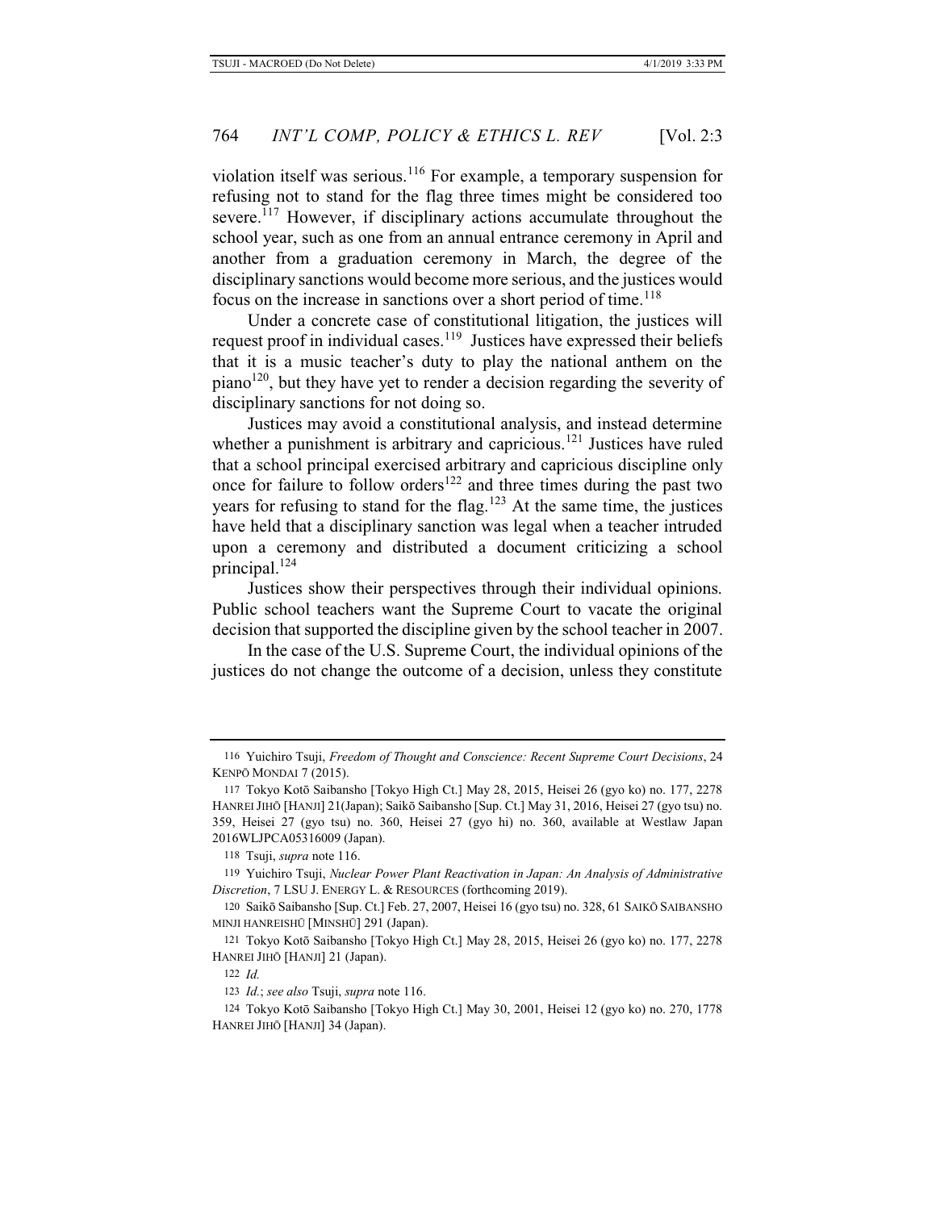violation itself was serious.[116] For example, a temporary suspension for refusing not to stand for the flag three times might be considered too severe.[117] However, if disciplinary actions accumulate throughout the school year, such as one from an annual entrance ceremony in April and another from a graduation ceremony in March, the degree of the disciplinary sanctions would become more serious, and the justices would focus on the increase in sanctions over a short period of time.[118]

Under a concrete case of constitutional litigation, the justices will request proof in individual cases.[119] Justices have expressed their beliefs that it is a music teacher's duty to play the national anthem on the piano[120], but they have yet to render a decision regarding the severity of disciplinary sanctions for not doing so.

Justices may avoid a constitutional analysis, and instead determine whether a punishment is arbitrary and capricious.[121] Justices have ruled that a school principal exercised arbitrary and capricious discipline only once for failure to follow orders[122] and three times during the past two years for refusing to stand for the flag.[123] At the same time, the justices have held that a disciplinary sanction was legal when a teacher intruded upon a ceremony and distributed a document criticizing a school principal.[124]

Justices show their perspectives through their individual opinions. Public school teachers want the Supreme Court to vacate the original decision that supported the discipline given by the school teacher in 2007.

In the case of the U.S. Supreme Court, the individual opinions of the justices do not change the outcome of a decision, unless they constitute

---

116 Yuichiro Tsuji, *Freedom of Thought and Conscience: Recent Supreme Court Decisions*, 24 KENPŌ MONDAI 7 (2015).

117 Tokyo Kotō Saibansho [Tokyo High Ct.] May 28, 2015, Heisei 26 (gyo ko) no. 177, 2278 HANREI JIHŌ [HANJI] 21(Japan); Saikō Saibansho [Sup. Ct.] May 31, 2016, Heisei 27 (gyo tsu) no. 359, Heisei 27 (gyo tsu) no. 360, Heisei 27 (gyo hi) no. 360, available at Westlaw Japan 2016WLJPCA05316009 (Japan).

118 Tsuji, *supra* note 116.

119 Yuichiro Tsuji, *Nuclear Power Plant Reactivation in Japan: An Analysis of Administrative Discretion*, 7 LSU J. ENERGY L. & RESOURCES (forthcoming 2019).

120 Saikō Saibansho [Sup. Ct.] Feb. 27, 2007, Heisei 16 (gyo tsu) no. 328, 61 SAIKŌ SAIBANSHO MINJI HANREISHŪ [MINSHŪ] 291 (Japan).

121 Tokyo Kotō Saibansho [Tokyo High Ct.] May 28, 2015, Heisei 26 (gyo ko) no. 177, 2278 HANREI JIHŌ [HANJI] 21 (Japan).

122 *Id.*

123 *Id.*; *see also* Tsuji, *supra* note 116.

124 Tokyo Kotō Saibansho [Tokyo High Ct.] May 30, 2001, Heisei 12 (gyo ko) no. 270, 1778 HANREI JIHŌ [HANJI] 34 (Japan).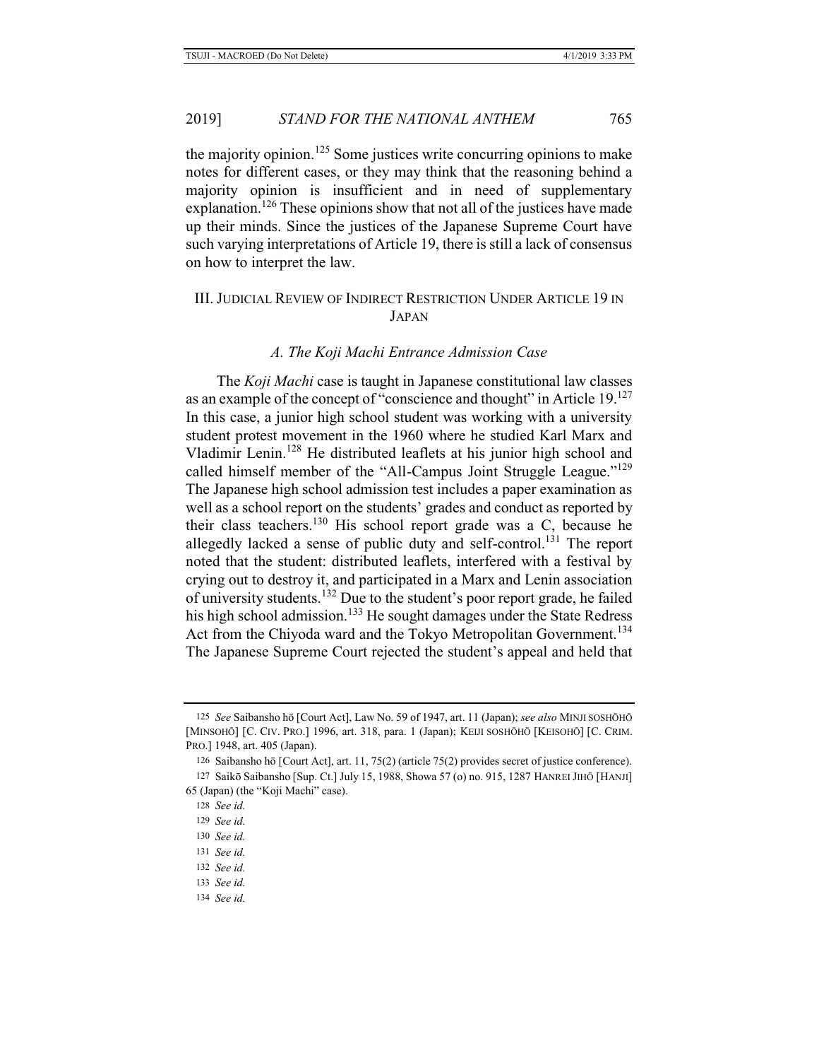the majority opinion.[125] Some justices write concurring opinions to make notes for different cases, or they may think that the reasoning behind a majority opinion is insufficient and in need of supplementary explanation.[126] These opinions show that not all of the justices have made up their minds. Since the justices of the Japanese Supreme Court have such varying interpretations of Article 19, there is still a lack of consensus on how to interpret the law.

## III. Judicial Review of Indirect Restriction Under Article 19 in Japan

### *A. The Koji Machi Entrance Admission Case*

The *Koji Machi* case is taught in Japanese constitutional law classes as an example of the concept of "conscience and thought" in Article 19.[127] In this case, a junior high school student was working with a university student protest movement in the 1960 where he studied Karl Marx and Vladimir Lenin.[128] He distributed leaflets at his junior high school and called himself member of the "All-Campus Joint Struggle League."[129] The Japanese high school admission test includes a paper examination as well as a school report on the students' grades and conduct as reported by their class teachers.[130] His school report grade was a C, because he allegedly lacked a sense of public duty and self-control.[131] The report noted that the student: distributed leaflets, interfered with a festival by crying out to destroy it, and participated in a Marx and Lenin association of university students.[132] Due to the student's poor report grade, he failed his high school admission.[133] He sought damages under the State Redress Act from the Chiyoda ward and the Tokyo Metropolitan Government.[134] The Japanese Supreme Court rejected the student's appeal and held that

---

125 *See* Saibansho hō [Court Act], Law No. 59 of 1947, art. 11 (Japan); *see also* MINJI SOSHŌHŌ [MINSOHŌ] [C. CIV. PRO.] 1996, art. 318, para. 1 (Japan); KEIJI SOSHŌHŌ [KEISOHŌ] [C. CRIM. PRO.] 1948, art. 405 (Japan).

126 Saibansho hō [Court Act], art. 11, 75(2) (article 75(2) provides secret of justice conference).

127 Saikō Saibansho [Sup. Ct.] July 15, 1988, Showa 57 (o) no. 915, 1287 HANREI JIHŌ [HANJI] 65 (Japan) (the "Koji Machi" case).

128 *See id.*

129 *See id.*

130 *See id.*

131 *See id.*

132 *See id.*

133 *See id.*

134 *See id.*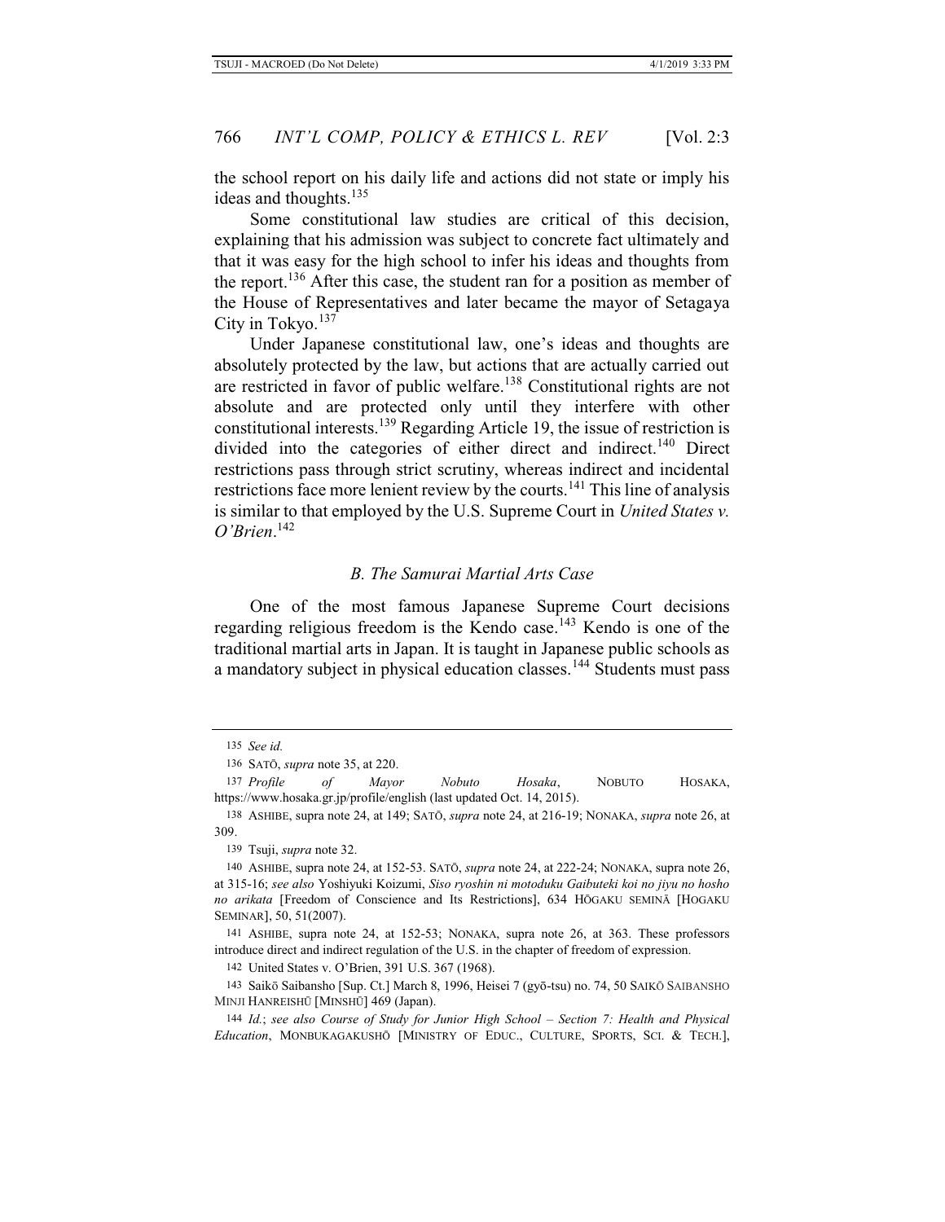the school report on his daily life and actions did not state or imply his ideas and thoughts.[135]

Some constitutional law studies are critical of this decision, explaining that his admission was subject to concrete fact ultimately and that it was easy for the high school to infer his ideas and thoughts from the report.[136] After this case, the student ran for a position as member of the House of Representatives and later became the mayor of Setagaya City in Tokyo.[137]

Under Japanese constitutional law, one's ideas and thoughts are absolutely protected by the law, but actions that are actually carried out are restricted in favor of public welfare.[138] Constitutional rights are not absolute and are protected only until they interfere with other constitutional interests.[139] Regarding Article 19, the issue of restriction is divided into the categories of either direct and indirect.[140] Direct restrictions pass through strict scrutiny, whereas indirect and incidental restrictions face more lenient review by the courts.[141] This line of analysis is similar to that employed by the U.S. Supreme Court in *United States v. O'Brien*.[142]

### *B. The Samurai Martial Arts Case*

One of the most famous Japanese Supreme Court decisions regarding religious freedom is the Kendo case.[143] Kendo is one of the traditional martial arts in Japan. It is taught in Japanese public schools as a mandatory subject in physical education classes.[144] Students must pass

---

135 *See id.*

136 SATŌ, *supra* note 35, at 220.

137 *Profile of Mayor Nobuto Hosaka*, NOBUTO HOSAKA, https://www.hosaka.gr.jp/profile/english (last updated Oct. 14, 2015).

138 ASHIBE, supra note 24, at 149; SATŌ, *supra* note 24, at 216-19; NONAKA, *supra* note 26, at 309.

139 Tsuji, *supra* note 32.

140 ASHIBE, supra note 24, at 152-53. SATŌ, *supra* note 24, at 222-24; NONAKA, supra note 26, at 315-16; *see also* Yoshiyuki Koizumi, *Siso ryoshin ni motoduku Gaibuteki koi no jiyu no hosho no arikata* [Freedom of Conscience and Its Restrictions], 634 HŌGAKU SEMINĀ [HOGAKU SEMINAR], 50, 51(2007).

141 ASHIBE, supra note 24, at 152-53; NONAKA, supra note 26, at 363. These professors introduce direct and indirect regulation of the U.S. in the chapter of freedom of expression.

142 United States v. O'Brien, 391 U.S. 367 (1968).

143 Saikō Saibansho [Sup. Ct.] March 8, 1996, Heisei 7 (gyō-tsu) no. 74, 50 SAIKŌ SAIBANSHO MINJI HANREISHŪ [MINSHŪ] 469 (Japan).

144 *Id.*; *see also Course of Study for Junior High School – Section 7: Health and Physical Education*, MONBUKAGAKUSHŌ [MINISTRY OF EDUC., CULTURE, SPORTS, SCI. & TECH.],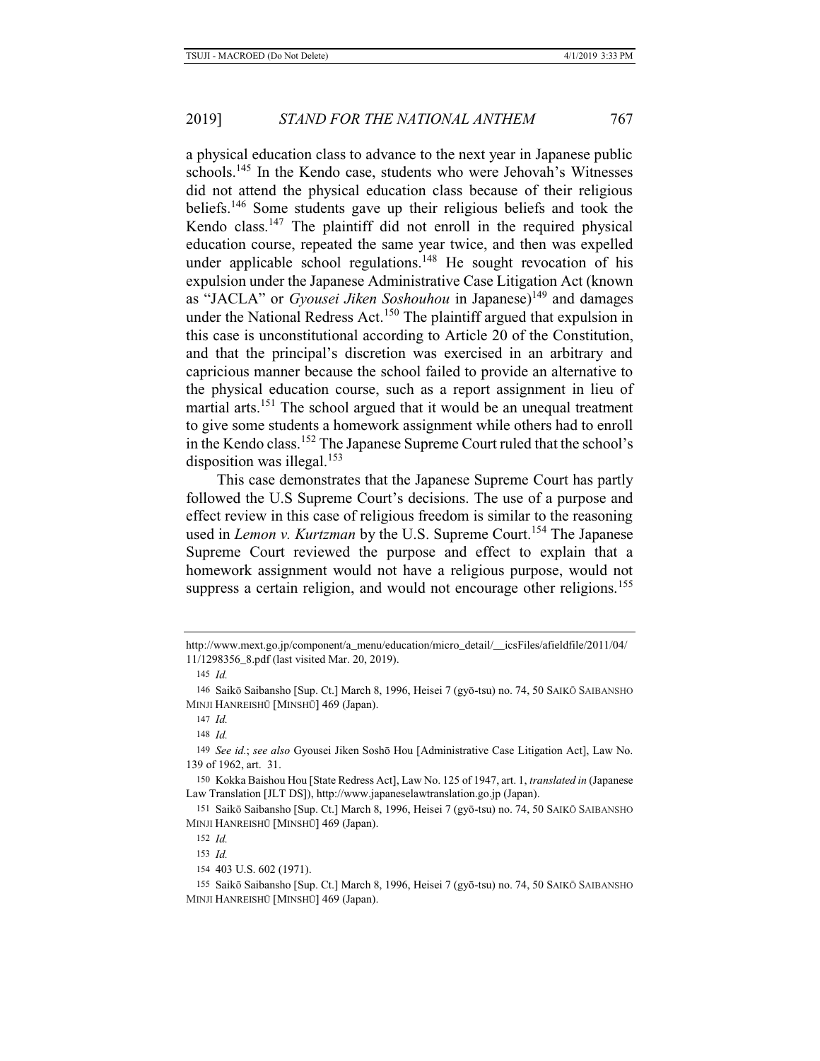a physical education class to advance to the next year in Japanese public schools.[145] In the Kendo case, students who were Jehovah's Witnesses did not attend the physical education class because of their religious beliefs.[146] Some students gave up their religious beliefs and took the Kendo class.[147] The plaintiff did not enroll in the required physical education course, repeated the same year twice, and then was expelled under applicable school regulations.[148] He sought revocation of his expulsion under the Japanese Administrative Case Litigation Act (known as "JACLA" or *Gyousei Jiken Soshouhou* in Japanese)[149] and damages under the National Redress Act.[150] The plaintiff argued that expulsion in this case is unconstitutional according to Article 20 of the Constitution, and that the principal's discretion was exercised in an arbitrary and capricious manner because the school failed to provide an alternative to the physical education course, such as a report assignment in lieu of martial arts.[151] The school argued that it would be an unequal treatment to give some students a homework assignment while others had to enroll in the Kendo class.[152] The Japanese Supreme Court ruled that the school's disposition was illegal.[153]

This case demonstrates that the Japanese Supreme Court has partly followed the U.S Supreme Court's decisions. The use of a purpose and effect review in this case of religious freedom is similar to the reasoning used in *Lemon v. Kurtzman* by the U.S. Supreme Court.[154] The Japanese Supreme Court reviewed the purpose and effect to explain that a homework assignment would not have a religious purpose, would not suppress a certain religion, and would not encourage other religions.[155]

---

http://www.mext.go.jp/component/a_menu/education/micro_detail/__icsFiles/afieldfile/2011/04/11/1298356_8.pdf (last visited Mar. 20, 2019).

145 *Id.*

146 Saikō Saibansho [Sup. Ct.] March 8, 1996, Heisei 7 (gyō-tsu) no. 74, 50 SAIKŌ SAIBANSHO MINJI HANREISHŪ [MINSHŪ] 469 (Japan).

147 *Id.*

148 *Id.*

149 *See id.*; *see also* Gyousei Jiken Soshō Hou [Administrative Case Litigation Act], Law No. 139 of 1962, art. 31.

150 Kokka Baishou Hou [State Redress Act], Law No. 125 of 1947, art. 1, *translated in* (Japanese Law Translation [JLT DS]), http://www.japaneselawtranslation.go.jp (Japan).

151 Saikō Saibansho [Sup. Ct.] March 8, 1996, Heisei 7 (gyō-tsu) no. 74, 50 SAIKŌ SAIBANSHO MINJI HANREISHŪ [MINSHŪ] 469 (Japan).

152 *Id.*

153 *Id.*

154 403 U.S. 602 (1971).

155 Saikō Saibansho [Sup. Ct.] March 8, 1996, Heisei 7 (gyō-tsu) no. 74, 50 SAIKŌ SAIBANSHO MINJI HANREISHŪ [MINSHŪ] 469 (Japan).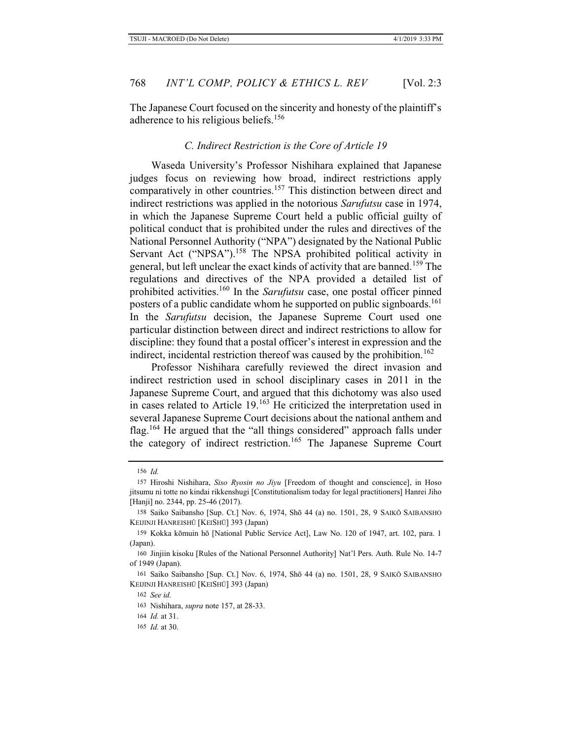The Japanese Court focused on the sincerity and honesty of the plaintiff's adherence to his religious beliefs.[156]

### *C. Indirect Restriction is the Core of Article 19*

Waseda University's Professor Nishihara explained that Japanese judges focus on reviewing how broad, indirect restrictions apply comparatively in other countries.[157] This distinction between direct and indirect restrictions was applied in the notorious *Sarufutsu* case in 1974, in which the Japanese Supreme Court held a public official guilty of political conduct that is prohibited under the rules and directives of the National Personnel Authority ("NPA") designated by the National Public Servant Act ("NPSA").[158] The NPSA prohibited political activity in general, but left unclear the exact kinds of activity that are banned.[159] The regulations and directives of the NPA provided a detailed list of prohibited activities.[160] In the *Sarufutsu* case, one postal officer pinned posters of a public candidate whom he supported on public signboards.[161] In the *Sarufutsu* decision, the Japanese Supreme Court used one particular distinction between direct and indirect restrictions to allow for discipline: they found that a postal officer's interest in expression and the indirect, incidental restriction thereof was caused by the prohibition.[162]

Professor Nishihara carefully reviewed the direct invasion and indirect restriction used in school disciplinary cases in 2011 in the Japanese Supreme Court, and argued that this dichotomy was also used in cases related to Article 19.[163] He criticized the interpretation used in several Japanese Supreme Court decisions about the national anthem and flag.[164] He argued that the "all things considered" approach falls under the category of indirect restriction.[165] The Japanese Supreme Court

---

156 *Id.*

157 Hiroshi Nishihara, *Siso Ryosin no Jiyu* [Freedom of thought and conscience], in Hoso jitsumu ni totte no kindai rikkenshugi [Constitutionalism today for legal practitioners] Hanrei Jiho [Hanji] no. 2344, pp. 25-46 (2017).

158 Saiko Saibansho [Sup. Ct.] Nov. 6, 1974, Shō 44 (a) no. 1501, 28, 9 SAIKŌ SAIBANSHO KEIJINJI HANREISHŪ [KEISHŪ] 393 (Japan)

159 Kokka kōmuin hō [National Public Service Act], Law No. 120 of 1947, art. 102, para. 1 (Japan).

160 Jinjiin kisoku [Rules of the National Personnel Authority] Nat'l Pers. Auth. Rule No. 14-7 of 1949 (Japan).

161 Saiko Saibansho [Sup. Ct.] Nov. 6, 1974, Shō 44 (a) no. 1501, 28, 9 SAIKŌ SAIBANSHO KEIJINJI HANREISHŪ [KEISHŪ] 393 (Japan)

162 *See id.*

163 Nishihara, *supra* note 157, at 28-33.

164 *Id.* at 31.

165 *Id.* at 30.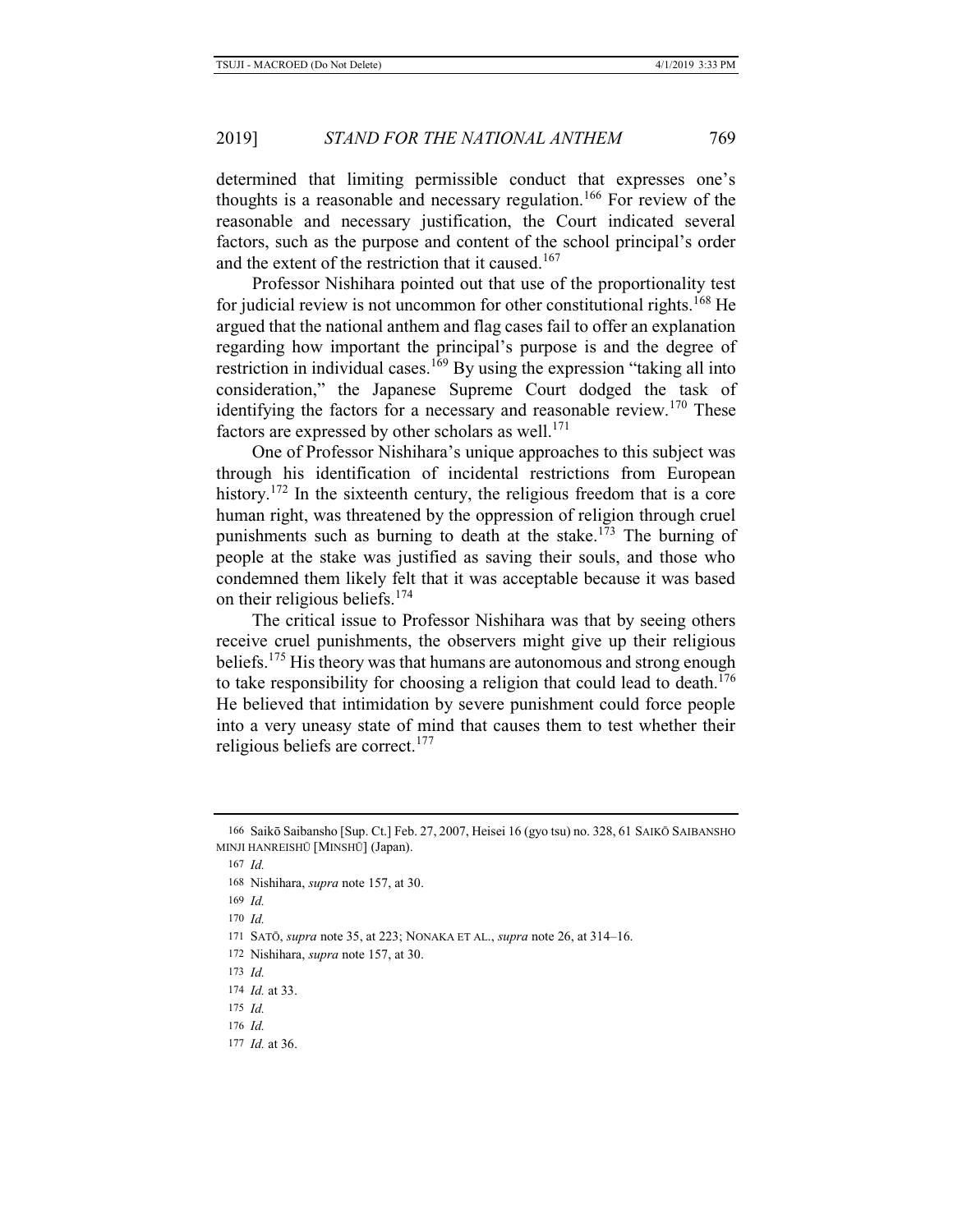determined that limiting permissible conduct that expresses one's thoughts is a reasonable and necessary regulation.[166] For review of the reasonable and necessary justification, the Court indicated several factors, such as the purpose and content of the school principal's order and the extent of the restriction that it caused.[167]

Professor Nishihara pointed out that use of the proportionality test for judicial review is not uncommon for other constitutional rights.[168] He argued that the national anthem and flag cases fail to offer an explanation regarding how important the principal's purpose is and the degree of restriction in individual cases.[169] By using the expression "taking all into consideration," the Japanese Supreme Court dodged the task of identifying the factors for a necessary and reasonable review.[170] These factors are expressed by other scholars as well.[171]

One of Professor Nishihara's unique approaches to this subject was through his identification of incidental restrictions from European history.[172] In the sixteenth century, the religious freedom that is a core human right, was threatened by the oppression of religion through cruel punishments such as burning to death at the stake.[173] The burning of people at the stake was justified as saving their souls, and those who condemned them likely felt that it was acceptable because it was based on their religious beliefs.[174]

The critical issue to Professor Nishihara was that by seeing others receive cruel punishments, the observers might give up their religious beliefs.[175] His theory was that humans are autonomous and strong enough to take responsibility for choosing a religion that could lead to death.[176] He believed that intimidation by severe punishment could force people into a very uneasy state of mind that causes them to test whether their religious beliefs are correct.[177]

---

166 Saikō Saibansho [Sup. Ct.] Feb. 27, 2007, Heisei 16 (gyo tsu) no. 328, 61 SAIKŌ SAIBANSHO MINJI HANREISHŪ [MINSHŪ] (Japan).

167 *Id.*

168 Nishihara, *supra* note 157, at 30.

169 *Id.*

170 *Id.*

171 SATŌ, *supra* note 35, at 223; NONAKA ET AL., *supra* note 26, at 314–16.

172 Nishihara, *supra* note 157, at 30.

173 *Id.*

174 *Id.* at 33.

175 *Id.*

176 *Id.*

177 *Id.* at 36.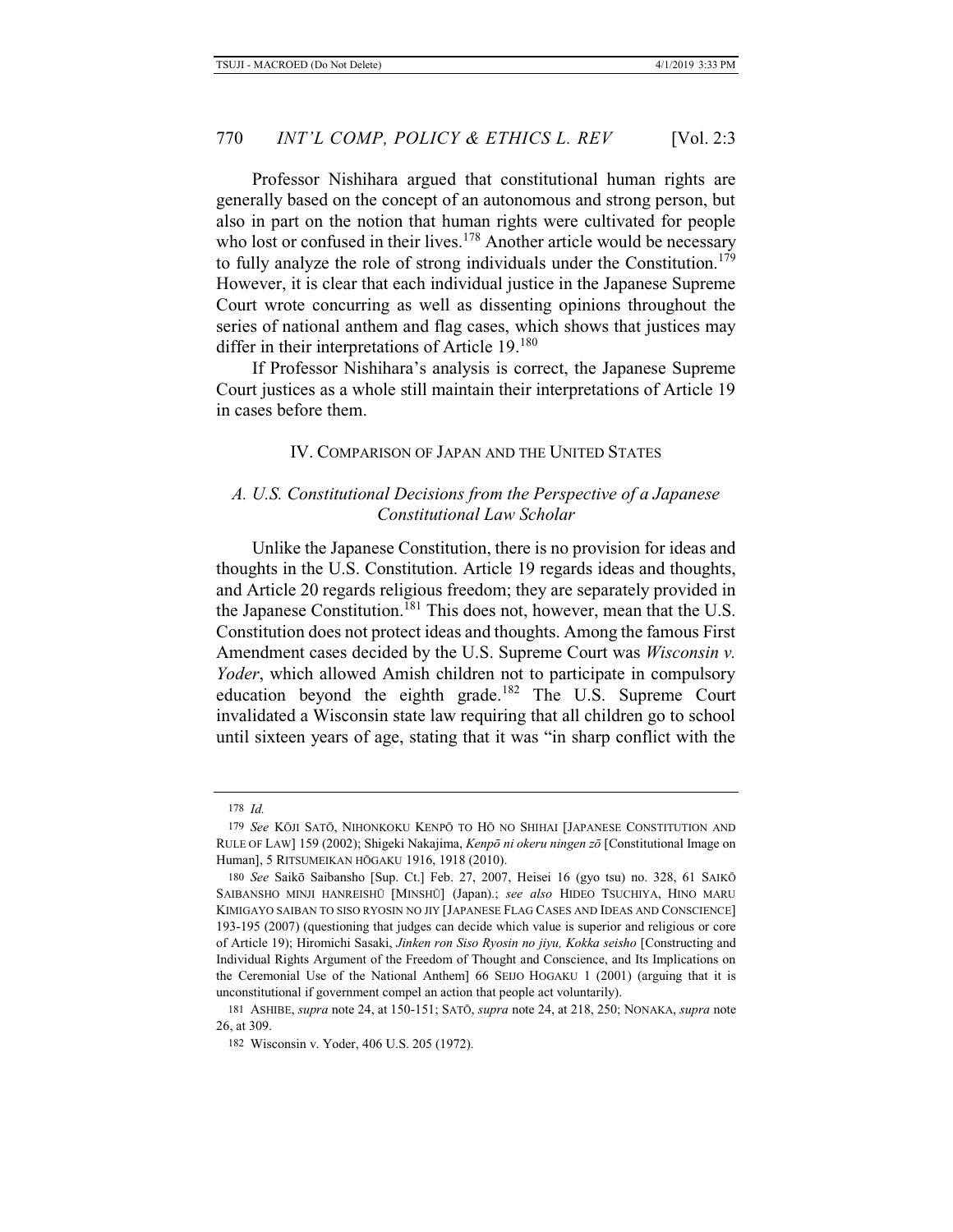Professor Nishihara argued that constitutional human rights are generally based on the concept of an autonomous and strong person, but also in part on the notion that human rights were cultivated for people who lost or confused in their lives.[178] Another article would be necessary to fully analyze the role of strong individuals under the Constitution.[179] However, it is clear that each individual justice in the Japanese Supreme Court wrote concurring as well as dissenting opinions throughout the series of national anthem and flag cases, which shows that justices may differ in their interpretations of Article 19.[180]

If Professor Nishihara's analysis is correct, the Japanese Supreme Court justices as a whole still maintain their interpretations of Article 19 in cases before them.

## IV. COMPARISON OF JAPAN AND THE UNITED STATES

### *A. U.S. Constitutional Decisions from the Perspective of a Japanese Constitutional Law Scholar*

Unlike the Japanese Constitution, there is no provision for ideas and thoughts in the U.S. Constitution. Article 19 regards ideas and thoughts, and Article 20 regards religious freedom; they are separately provided in the Japanese Constitution.[181] This does not, however, mean that the U.S. Constitution does not protect ideas and thoughts. Among the famous First Amendment cases decided by the U.S. Supreme Court was *Wisconsin v. Yoder*, which allowed Amish children not to participate in compulsory education beyond the eighth grade.[182] The U.S. Supreme Court invalidated a Wisconsin state law requiring that all children go to school until sixteen years of age, stating that it was "in sharp conflict with the

---

178 *Id.*

179 *See* KŌJI SATŌ, NIHONKOKU KENPŌ TO HŌ NO SHIHAI [JAPANESE CONSTITUTION AND RULE OF LAW] 159 (2002); Shigeki Nakajima, *Kenpō ni okeru ningen zō* [Constitutional Image on Human], 5 RITSUMEIKAN HŌGAKU 1916, 1918 (2010).

180 *See* Saikō Saibansho [Sup. Ct.] Feb. 27, 2007, Heisei 16 (gyo tsu) no. 328, 61 SAIKŌ SAIBANSHO MINJI HANREISHŪ [MINSHŪ] (Japan).; *see also* HIDEO TSUCHIYA, HINO MARU KIMIGAYO SAIBAN TO SISO RYOSIN NO JIY [JAPANESE FLAG CASES AND IDEAS AND CONSCIENCE] 193-195 (2007) (questioning that judges can decide which value is superior and religious or core of Article 19); Hiromichi Sasaki, *Jinken ron Siso Ryosin no jiyu, Kokka seisho* [Constructing and Individual Rights Argument of the Freedom of Thought and Conscience, and Its Implications on the Ceremonial Use of the National Anthem] 66 SEIJO HOGAKU 1 (2001) (arguing that it is unconstitutional if government compel an action that people act voluntarily).

181 ASHIBE, *supra* note 24, at 150-151; SATŌ, *supra* note 24, at 218, 250; NONAKA, *supra* note 26, at 309.

182 Wisconsin v. Yoder, 406 U.S. 205 (1972).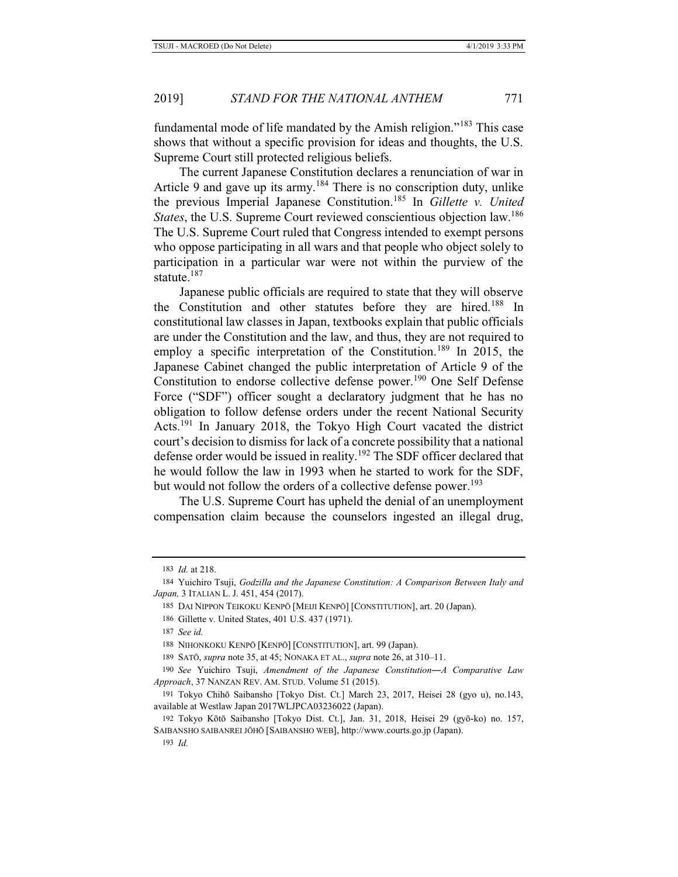fundamental mode of life mandated by the Amish religion."[183] This case shows that without a specific provision for ideas and thoughts, the U.S. Supreme Court still protected religious beliefs.

The current Japanese Constitution declares a renunciation of war in Article 9 and gave up its army.[184] There is no conscription duty, unlike the previous Imperial Japanese Constitution.[185] In *Gillette v. United States*, the U.S. Supreme Court reviewed conscientious objection law.[186] The U.S. Supreme Court ruled that Congress intended to exempt persons who oppose participating in all wars and that people who object solely to participation in a particular war were not within the purview of the statute.[187]

Japanese public officials are required to state that they will observe the Constitution and other statutes before they are hired.[188] In constitutional law classes in Japan, textbooks explain that public officials are under the Constitution and the law, and thus, they are not required to employ a specific interpretation of the Constitution.[189] In 2015, the Japanese Cabinet changed the public interpretation of Article 9 of the Constitution to endorse collective defense power.[190] One Self Defense Force ("SDF") officer sought a declaratory judgment that he has no obligation to follow defense orders under the recent National Security Acts.[191] In January 2018, the Tokyo High Court vacated the district court's decision to dismiss for lack of a concrete possibility that a national defense order would be issued in reality.[192] The SDF officer declared that he would follow the law in 1993 when he started to work for the SDF, but would not follow the orders of a collective defense power.[193]

The U.S. Supreme Court has upheld the denial of an unemployment compensation claim because the counselors ingested an illegal drug,

---

183 *Id.* at 218.

184 Yuichiro Tsuji, *Godzilla and the Japanese Constitution: A Comparison Between Italy and Japan,* 3 ITALIAN L. J. 451, 454 (2017).

185 DAI NIPPON TEIKOKU KENPŌ [MEIJI KENPŌ] [CONSTITUTION], art. 20 (Japan).

186 Gillette v. United States, 401 U.S. 437 (1971).

187 *See id.*

188 NIHONKOKU KENPŌ [KENPŌ] [CONSTITUTION], art. 99 (Japan).

189 SATŌ, *supra* note 35, at 45; NONAKA ET AL., *supra* note 26, at 310–11.

190 *See* Yuichiro Tsuji, *Amendment of the Japanese Constitution―A Comparative Law Approach*, 37 NANZAN REV. AM. STUD. Volume 51 (2015).

191 Tokyo Chihō Saibansho [Tokyo Dist. Ct.] March 23, 2017, Heisei 28 (gyo u), no.143, available at Westlaw Japan 2017WLJPCA03236022 (Japan).

192 Tokyo Kōtō Saibansho [Tokyo Dist. Ct.], Jan. 31, 2018, Heisei 29 (gyō-ko) no. 157, SAIBANSHO SAIBANREI JŌHŌ [SAIBANSHO WEB], http://www.courts.go.jp (Japan).

193 *Id.*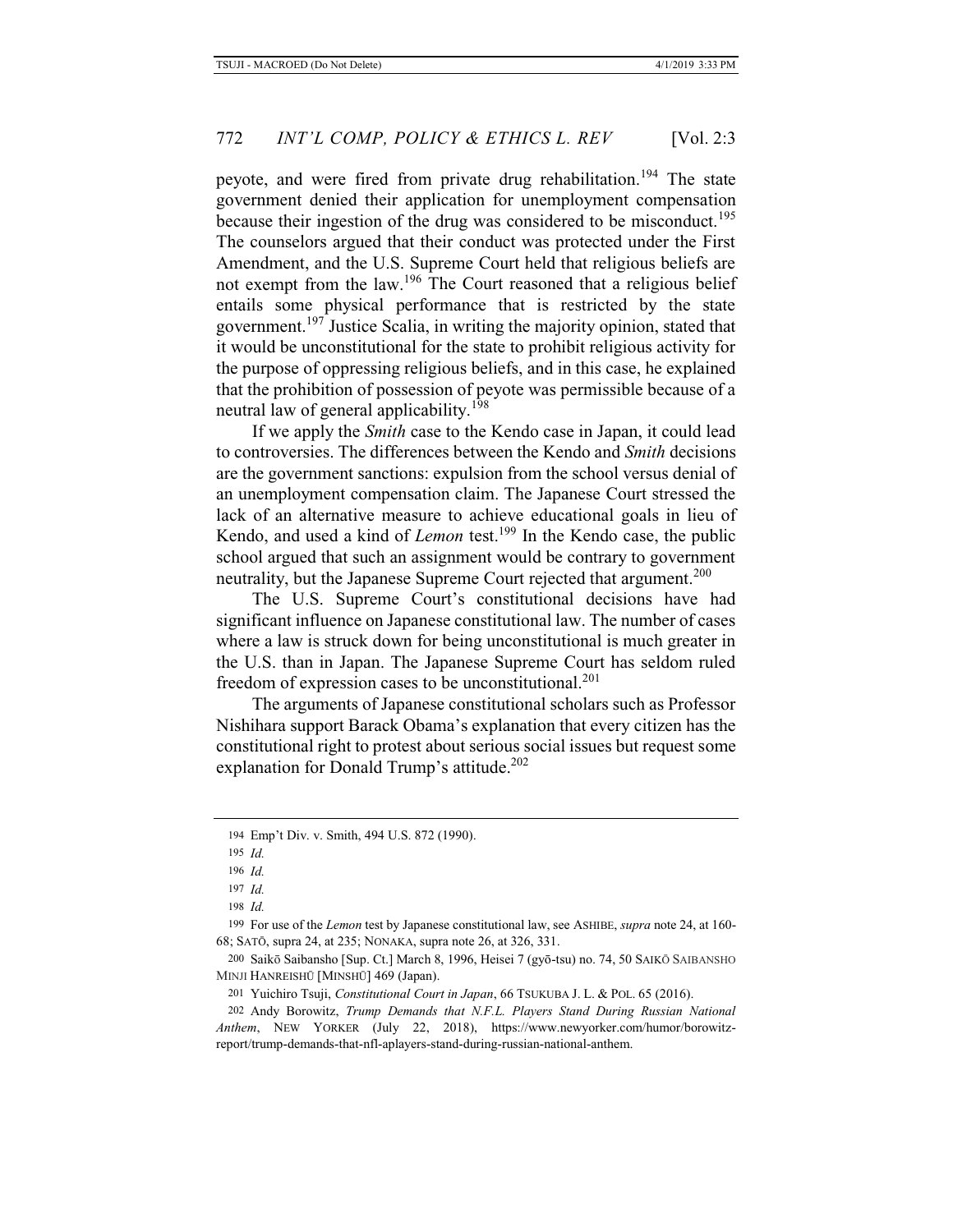peyote, and were fired from private drug rehabilitation.[194] The state government denied their application for unemployment compensation because their ingestion of the drug was considered to be misconduct.[195] The counselors argued that their conduct was protected under the First Amendment, and the U.S. Supreme Court held that religious beliefs are not exempt from the law.[196] The Court reasoned that a religious belief entails some physical performance that is restricted by the state government.[197] Justice Scalia, in writing the majority opinion, stated that it would be unconstitutional for the state to prohibit religious activity for the purpose of oppressing religious beliefs, and in this case, he explained that the prohibition of possession of peyote was permissible because of a neutral law of general applicability.[198]

If we apply the *Smith* case to the Kendo case in Japan, it could lead to controversies. The differences between the Kendo and *Smith* decisions are the government sanctions: expulsion from the school versus denial of an unemployment compensation claim. The Japanese Court stressed the lack of an alternative measure to achieve educational goals in lieu of Kendo, and used a kind of *Lemon* test.[199] In the Kendo case, the public school argued that such an assignment would be contrary to government neutrality, but the Japanese Supreme Court rejected that argument.[200]

The U.S. Supreme Court's constitutional decisions have had significant influence on Japanese constitutional law. The number of cases where a law is struck down for being unconstitutional is much greater in the U.S. than in Japan. The Japanese Supreme Court has seldom ruled freedom of expression cases to be unconstitutional.[201]

The arguments of Japanese constitutional scholars such as Professor Nishihara support Barack Obama's explanation that every citizen has the constitutional right to protest about serious social issues but request some explanation for Donald Trump's attitude.[202]

---

194 Emp't Div. v. Smith, 494 U.S. 872 (1990).

195 *Id.*

196 *Id.*

197 *Id.*

198 *Id.*

199 For use of the *Lemon* test by Japanese constitutional law, see ASHIBE, *supra* note 24, at 160-68; SATŌ, supra 24, at 235; NONAKA, supra note 26, at 326, 331.

200 Saikō Saibansho [Sup. Ct.] March 8, 1996, Heisei 7 (gyō-tsu) no. 74, 50 SAIKŌ SAIBANSHO MINJI HANREISHŪ [MINSHŪ] 469 (Japan).

201 Yuichiro Tsuji, *Constitutional Court in Japan*, 66 TSUKUBA J. L. & POL. 65 (2016).

202 Andy Borowitz, *Trump Demands that N.F.L. Players Stand During Russian National Anthem*, NEW YORKER (July 22, 2018), https://www.newyorker.com/humor/borowitz-report/trump-demands-that-nfl-aplayers-stand-during-russian-national-anthem.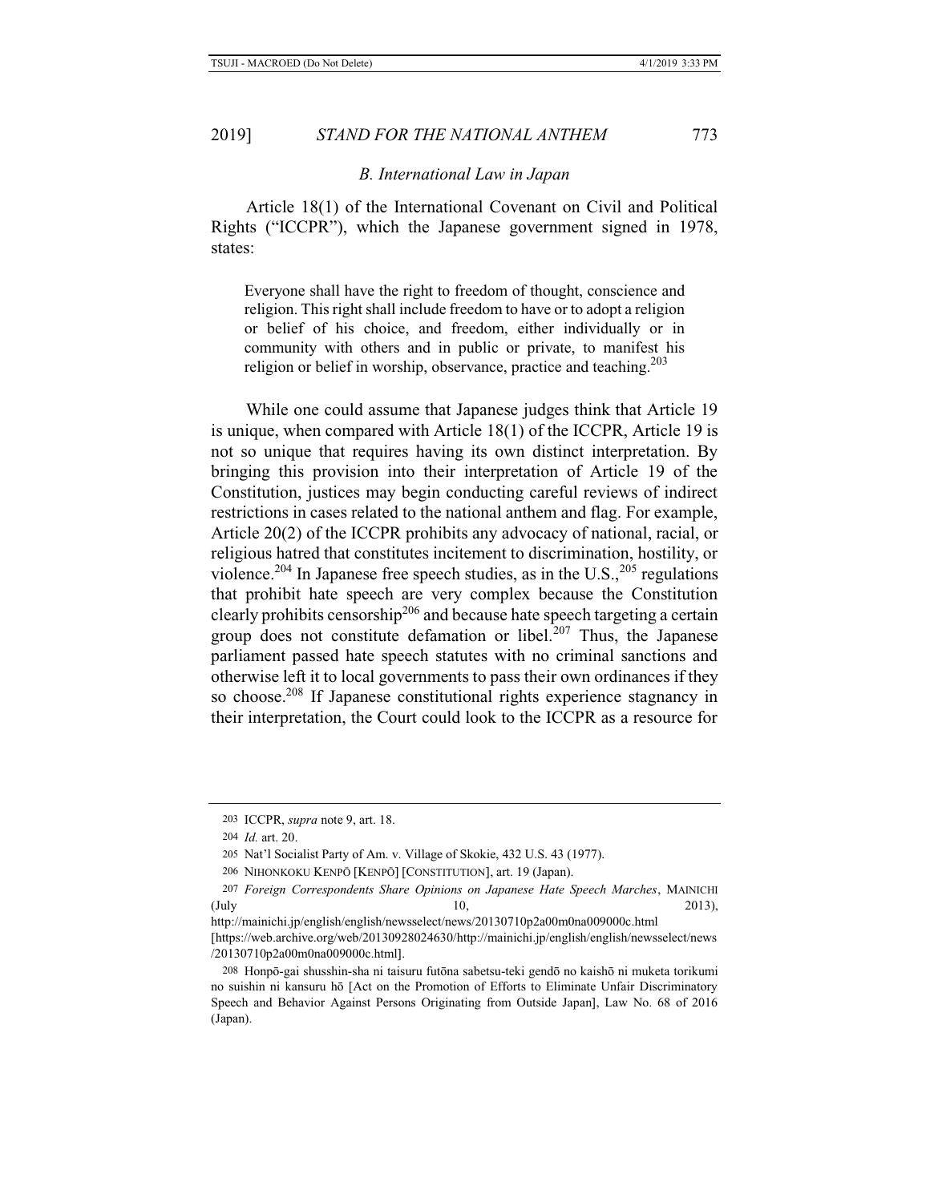### *B. International Law in Japan*

Article 18(1) of the International Covenant on Civil and Political Rights ("ICCPR"), which the Japanese government signed in 1978, states:

> Everyone shall have the right to freedom of thought, conscience and religion. This right shall include freedom to have or to adopt a religion or belief of his choice, and freedom, either individually or in community with others and in public or private, to manifest his religion or belief in worship, observance, practice and teaching.[203]

While one could assume that Japanese judges think that Article 19 is unique, when compared with Article 18(1) of the ICCPR, Article 19 is not so unique that requires having its own distinct interpretation. By bringing this provision into their interpretation of Article 19 of the Constitution, justices may begin conducting careful reviews of indirect restrictions in cases related to the national anthem and flag. For example, Article 20(2) of the ICCPR prohibits any advocacy of national, racial, or religious hatred that constitutes incitement to discrimination, hostility, or violence.[204] In Japanese free speech studies, as in the U.S.,[205] regulations that prohibit hate speech are very complex because the Constitution clearly prohibits censorship[206] and because hate speech targeting a certain group does not constitute defamation or libel.[207] Thus, the Japanese parliament passed hate speech statutes with no criminal sanctions and otherwise left it to local governments to pass their own ordinances if they so choose.[208] If Japanese constitutional rights experience stagnancy in their interpretation, the Court could look to the ICCPR as a resource for

---

203 ICCPR, *supra* note 9, art. 18.

204 *Id.* art. 20.

205 Nat'l Socialist Party of Am. v. Village of Skokie, 432 U.S. 43 (1977).

206 NIHONKOKU KENPŌ [KENPŌ] [CONSTITUTION], art. 19 (Japan).

207 *Foreign Correspondents Share Opinions on Japanese Hate Speech Marches*, MAINICHI (July 10, 2013), http://mainichi.jp/english/english/newsselect/news/20130710p2a00m0na009000c.html [https://web.archive.org/web/20130928024630/http://mainichi.jp/english/english/newsselect/news/20130710p2a00m0na009000c.html].

208 Honpō-gai shusshin-sha ni taisuru futōna sabetsu-teki gendō no kaishō ni muketa torikumi no suishin ni kansuru hō [Act on the Promotion of Efforts to Eliminate Unfair Discriminatory Speech and Behavior Against Persons Originating from Outside Japan], Law No. 68 of 2016 (Japan).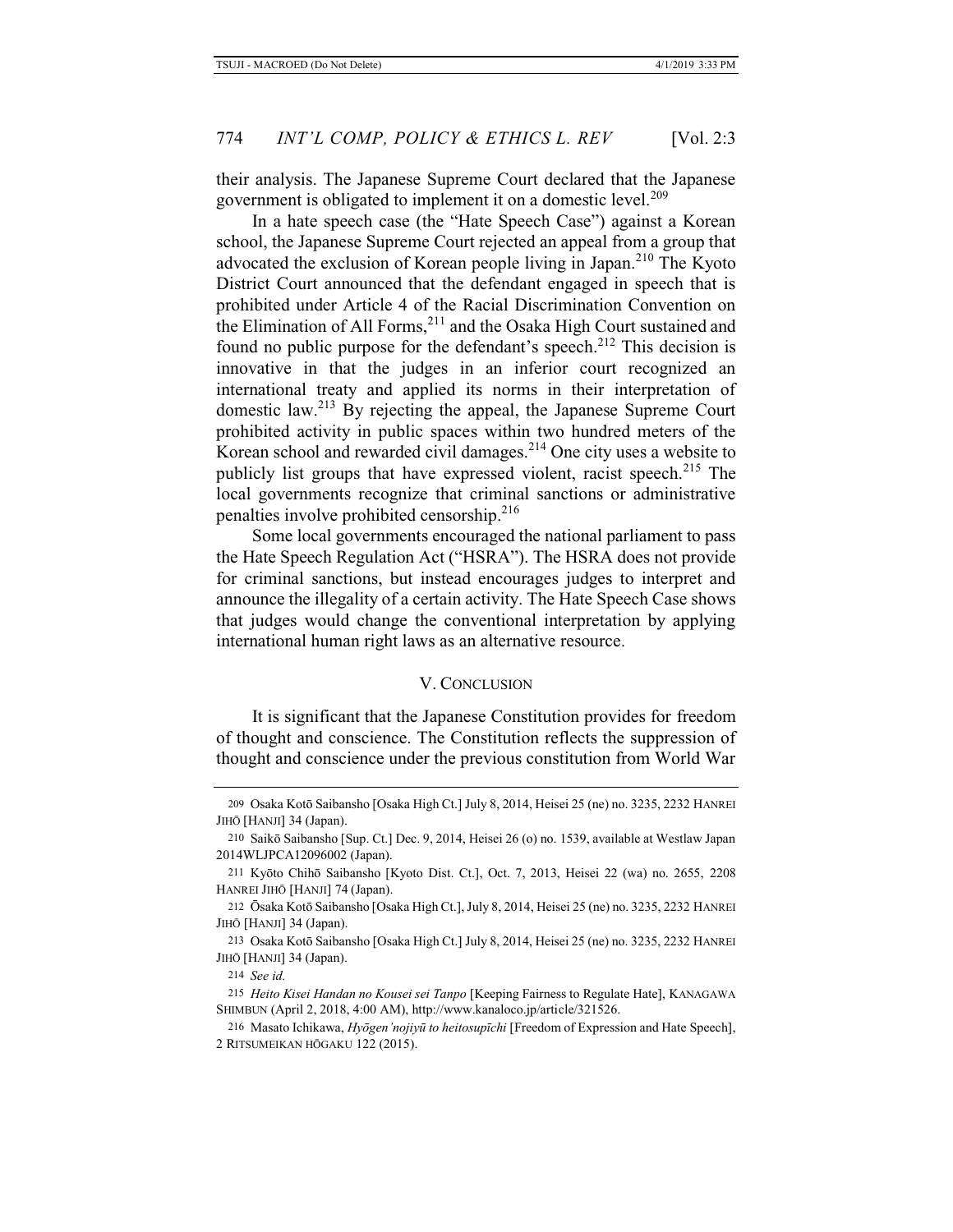their analysis. The Japanese Supreme Court declared that the Japanese government is obligated to implement it on a domestic level.[209]

In a hate speech case (the "Hate Speech Case") against a Korean school, the Japanese Supreme Court rejected an appeal from a group that advocated the exclusion of Korean people living in Japan.[210] The Kyoto District Court announced that the defendant engaged in speech that is prohibited under Article 4 of the Racial Discrimination Convention on the Elimination of All Forms,[211] and the Osaka High Court sustained and found no public purpose for the defendant's speech.[212] This decision is innovative in that the judges in an inferior court recognized an international treaty and applied its norms in their interpretation of domestic law.[213] By rejecting the appeal, the Japanese Supreme Court prohibited activity in public spaces within two hundred meters of the Korean school and rewarded civil damages.[214] One city uses a website to publicly list groups that have expressed violent, racist speech.[215] The local governments recognize that criminal sanctions or administrative penalties involve prohibited censorship.[216]

Some local governments encouraged the national parliament to pass the Hate Speech Regulation Act ("HSRA"). The HSRA does not provide for criminal sanctions, but instead encourages judges to interpret and announce the illegality of a certain activity. The Hate Speech Case shows that judges would change the conventional interpretation by applying international human right laws as an alternative resource.

## V. CONCLUSION

It is significant that the Japanese Constitution provides for freedom of thought and conscience. The Constitution reflects the suppression of thought and conscience under the previous constitution from World War

---

209 Osaka Kotō Saibansho [Osaka High Ct.] July 8, 2014, Heisei 25 (ne) no. 3235, 2232 HANREI JIHŌ [HANJI] 34 (Japan).

210 Saikō Saibansho [Sup. Ct.] Dec. 9, 2014, Heisei 26 (o) no. 1539, available at Westlaw Japan 2014WLJPCA12096002 (Japan).

211 Kyōto Chihō Saibansho [Kyoto Dist. Ct.], Oct. 7, 2013, Heisei 22 (wa) no. 2655, 2208 HANREI JIHŌ [HANJI] 74 (Japan).

212 Ōsaka Kotō Saibansho [Osaka High Ct.], July 8, 2014, Heisei 25 (ne) no. 3235, 2232 HANREI JIHŌ [HANJI] 34 (Japan).

213 Osaka Kotō Saibansho [Osaka High Ct.] July 8, 2014, Heisei 25 (ne) no. 3235, 2232 HANREI JIHŌ [HANJI] 34 (Japan).

214 *See id.*

215 *Heito Kisei Handan no Kousei sei Tanpo* [Keeping Fairness to Regulate Hate], KANAGAWA SHIMBUN (April 2, 2018, 4:00 AM), http://www.kanaloco.jp/article/321526.

216 Masato Ichikawa, *Hyōgen'nojiyū to heitosupīchi* [Freedom of Expression and Hate Speech], 2 RITSUMEIKAN HŌGAKU 122 (2015).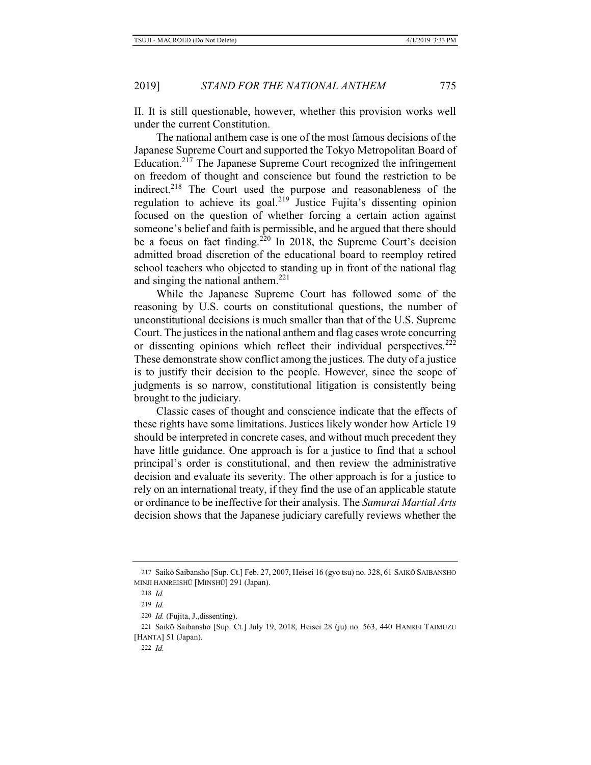II. It is still questionable, however, whether this provision works well under the current Constitution.

The national anthem case is one of the most famous decisions of the Japanese Supreme Court and supported the Tokyo Metropolitan Board of Education.[217] The Japanese Supreme Court recognized the infringement on freedom of thought and conscience but found the restriction to be indirect.[218] The Court used the purpose and reasonableness of the regulation to achieve its goal.[219] Justice Fujita's dissenting opinion focused on the question of whether forcing a certain action against someone's belief and faith is permissible, and he argued that there should be a focus on fact finding.[220] In 2018, the Supreme Court's decision admitted broad discretion of the educational board to reemploy retired school teachers who objected to standing up in front of the national flag and singing the national anthem.[221]

While the Japanese Supreme Court has followed some of the reasoning by U.S. courts on constitutional questions, the number of unconstitutional decisions is much smaller than that of the U.S. Supreme Court. The justices in the national anthem and flag cases wrote concurring or dissenting opinions which reflect their individual perspectives.[222] These demonstrate show conflict among the justices. The duty of a justice is to justify their decision to the people. However, since the scope of judgments is so narrow, constitutional litigation is consistently being brought to the judiciary.

Classic cases of thought and conscience indicate that the effects of these rights have some limitations. Justices likely wonder how Article 19 should be interpreted in concrete cases, and without much precedent they have little guidance. One approach is for a justice to find that a school principal's order is constitutional, and then review the administrative decision and evaluate its severity. The other approach is for a justice to rely on an international treaty, if they find the use of an applicable statute or ordinance to be ineffective for their analysis. The *Samurai Martial Arts* decision shows that the Japanese judiciary carefully reviews whether the

---

217 Saikō Saibansho [Sup. Ct.] Feb. 27, 2007, Heisei 16 (gyo tsu) no. 328, 61 SAIKŌ SAIBANSHO MINJI HANREISHŪ [MINSHŪ] 291 (Japan).

218 *Id.*

219 *Id.*

220 *Id.* (Fujita, J.,dissenting).

221 Saikō Saibansho [Sup. Ct.] July 19, 2018, Heisei 28 (ju) no. 563, 440 HANREI TAIMUZU [HANTA] 51 (Japan).

222 *Id.*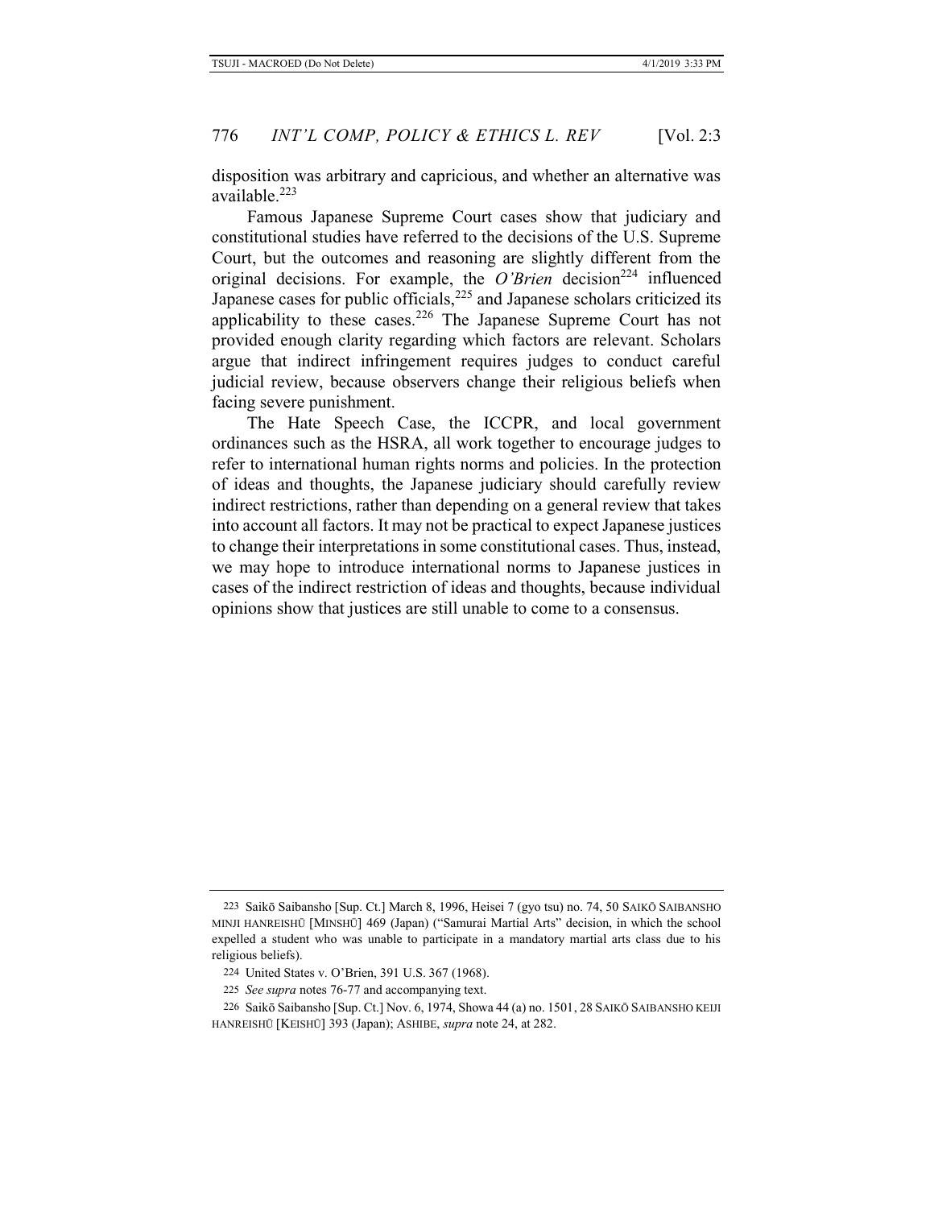disposition was arbitrary and capricious, and whether an alternative was available.[223]

Famous Japanese Supreme Court cases show that judiciary and constitutional studies have referred to the decisions of the U.S. Supreme Court, but the outcomes and reasoning are slightly different from the original decisions. For example, the *O'Brien* decision[224] influenced Japanese cases for public officials,[225] and Japanese scholars criticized its applicability to these cases.[226] The Japanese Supreme Court has not provided enough clarity regarding which factors are relevant. Scholars argue that indirect infringement requires judges to conduct careful judicial review, because observers change their religious beliefs when facing severe punishment.

The Hate Speech Case, the ICCPR, and local government ordinances such as the HSRA, all work together to encourage judges to refer to international human rights norms and policies. In the protection of ideas and thoughts, the Japanese judiciary should carefully review indirect restrictions, rather than depending on a general review that takes into account all factors. It may not be practical to expect Japanese justices to change their interpretations in some constitutional cases. Thus, instead, we may hope to introduce international norms to Japanese justices in cases of the indirect restriction of ideas and thoughts, because individual opinions show that justices are still unable to come to a consensus.

---

223 Saikō Saibansho [Sup. Ct.] March 8, 1996, Heisei 7 (gyo tsu) no. 74, 50 SAIKŌ SAIBANSHO MINJI HANREISHŪ [MINSHŪ] 469 (Japan) ("Samurai Martial Arts" decision, in which the school expelled a student who was unable to participate in a mandatory martial arts class due to his religious beliefs).

224 United States v. O'Brien, 391 U.S. 367 (1968).

225 *See supra* notes 76-77 and accompanying text.

226 Saikō Saibansho [Sup. Ct.] Nov. 6, 1974, Showa 44 (a) no. 1501, 28 SAIKŌ SAIBANSHO KEIJI HANREISHŪ [KEISHŪ] 393 (Japan); ASHIBE, *supra* note 24, at 282.